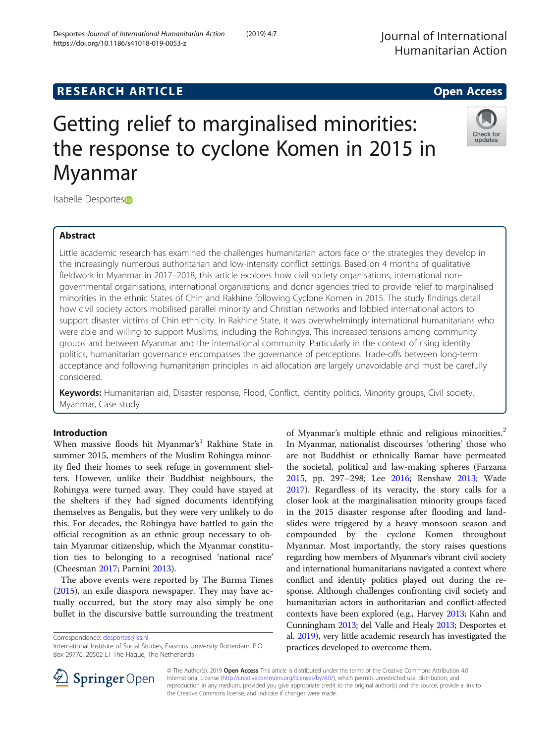RESEARCH ARTICLE

Open Access

# Getting relief to marginalised minorities: the response to cyclone Komen in 2015 in Myanmar

Isabelle Desportes

## Abstract

Little academic research has examined the challenges humanitarian actors face or the strategies they develop in the increasingly numerous authoritarian and low-intensity conflict settings. Based on 4 months of qualitative fieldwork in Myanmar in 2017–2018, this article explores how civil society organisations, international non-governmental organisations, international organisations, and donor agencies tried to provide relief to marginalised minorities in the ethnic States of Chin and Rakhine following Cyclone Komen in 2015. The study findings detail how civil society actors mobilised parallel minority and Christian networks and lobbied international actors to support disaster victims of Chin ethnicity. In Rakhine State, it was overwhelmingly international humanitarians who were able and willing to support Muslims, including the Rohingya. This increased tensions among community groups and between Myanmar and the international community. Particularly in the context of rising identity politics, humanitarian governance encompasses the governance of perceptions. Trade-offs between long-term acceptance and following humanitarian principles in aid allocation are largely unavoidable and must be carefully considered.

**Keywords:** Humanitarian aid, Disaster response, Flood, Conflict, Identity politics, Minority groups, Civil society, Myanmar, Case study

## Introduction

When massive floods hit Myanmar's[1] Rakhine State in summer 2015, members of the Muslim Rohingya minority fled their homes to seek refuge in government shelters. However, unlike their Buddhist neighbours, the Rohingya were turned away. They could have stayed at the shelters if they had signed documents identifying themselves as Bengalis, but they were very unlikely to do this. For decades, the Rohingya have battled to gain the official recognition as an ethnic group necessary to obtain Myanmar citizenship, which the Myanmar constitution ties to belonging to a recognised 'national race' (Cheesman 2017; Parnini 2013).

The above events were reported by The Burma Times (2015), an exile diaspora newspaper. They may have actually occurred, but the story may also simply be one bullet in the discursive battle surrounding the treatment of Myanmar's multiple ethnic and religious minorities.[2] In Myanmar, nationalist discourses 'othering' those who are not Buddhist or ethnically Bamar have permeated the societal, political and law-making spheres (Farzana 2015, pp. 297–298; Lee 2016; Renshaw 2013; Wade 2017). Regardless of its veracity, the story calls for a closer look at the marginalisation minority groups faced in the 2015 disaster response after flooding and landslides were triggered by a heavy monsoon season and compounded by the cyclone Komen throughout Myanmar. Most importantly, the story raises questions regarding how members of Myanmar's vibrant civil society and international humanitarians navigated a context where conflict and identity politics played out during the response. Although challenges confronting civil society and humanitarian actors in authoritarian and conflict-affected contexts have been explored (e.g., Harvey 2013; Kahn and Cunningham 2013; del Valle and Healy 2013; Desportes et al. 2019), very little academic research has investigated the practices developed to overcome them.

Correspondence: desportes@iss.nl
International Institute of Social Studies, Erasmus University Rotterdam, P.O. Box 29776, 20502 LT The Hague, The Netherlands

© The Author(s). 2019 **Open Access** This article is distributed under the terms of the Creative Commons Attribution 4.0 International License (http://creativecommons.org/licenses/by/4.0/), which permits unrestricted use, distribution, and reproduction in any medium, provided you give appropriate credit to the original author(s) and the source, provide a link to the Creative Commons license, and indicate if changes were made.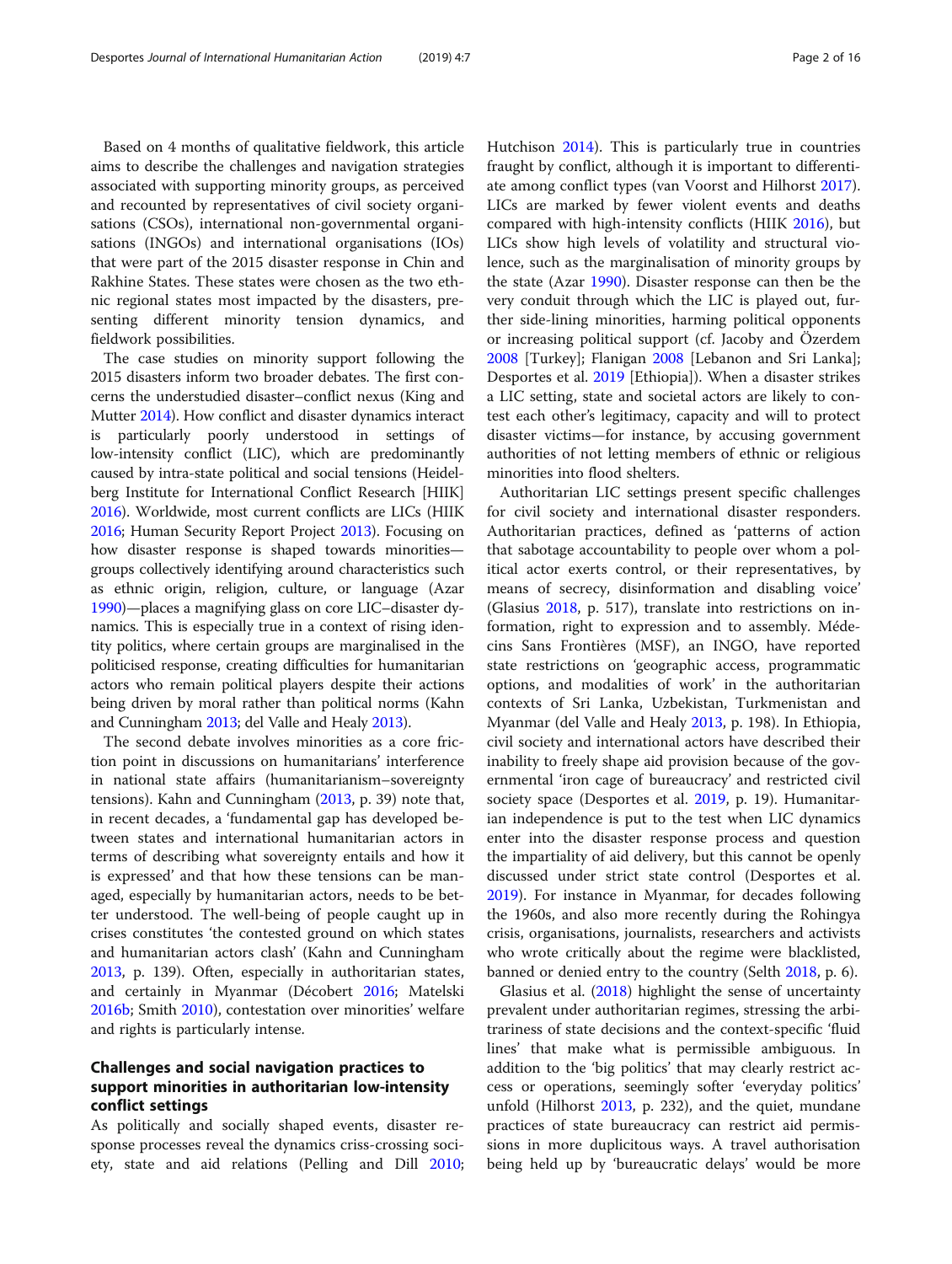Based on 4 months of qualitative fieldwork, this article aims to describe the challenges and navigation strategies associated with supporting minority groups, as perceived and recounted by representatives of civil society organisations (CSOs), international non-governmental organisations (INGOs) and international organisations (IOs) that were part of the 2015 disaster response in Chin and Rakhine States. These states were chosen as the two ethnic regional states most impacted by the disasters, presenting different minority tension dynamics, and fieldwork possibilities.

The case studies on minority support following the 2015 disasters inform two broader debates. The first concerns the understudied disaster–conflict nexus (King and Mutter 2014). How conflict and disaster dynamics interact is particularly poorly understood in settings of low-intensity conflict (LIC), which are predominantly caused by intra-state political and social tensions (Heidelberg Institute for International Conflict Research [HIIK] 2016). Worldwide, most current conflicts are LICs (HIIK 2016; Human Security Report Project 2013). Focusing on how disaster response is shaped towards minorities—groups collectively identifying around characteristics such as ethnic origin, religion, culture, or language (Azar 1990)—places a magnifying glass on core LIC–disaster dynamics. This is especially true in a context of rising identity politics, where certain groups are marginalised in the politicised response, creating difficulties for humanitarian actors who remain political players despite their actions being driven by moral rather than political norms (Kahn and Cunningham 2013; del Valle and Healy 2013).

The second debate involves minorities as a core friction point in discussions on humanitarians' interference in national state affairs (humanitarianism–sovereignty tensions). Kahn and Cunningham (2013, p. 39) note that, in recent decades, a 'fundamental gap has developed between states and international humanitarian actors in terms of describing what sovereignty entails and how it is expressed' and that how these tensions can be managed, especially by humanitarian actors, needs to be better understood. The well-being of people caught up in crises constitutes 'the contested ground on which states and humanitarian actors clash' (Kahn and Cunningham 2013, p. 139). Often, especially in authoritarian states, and certainly in Myanmar (Décobert 2016; Matelski 2016b; Smith 2010), contestation over minorities' welfare and rights is particularly intense.

## Challenges and social navigation practices to support minorities in authoritarian low-intensity conflict settings

As politically and socially shaped events, disaster response processes reveal the dynamics criss-crossing society, state and aid relations (Pelling and Dill 2010; Hutchison 2014). This is particularly true in countries fraught by conflict, although it is important to differentiate among conflict types (van Voorst and Hilhorst 2017). LICs are marked by fewer violent events and deaths compared with high-intensity conflicts (HIIK 2016), but LICs show high levels of volatility and structural violence, such as the marginalisation of minority groups by the state (Azar 1990). Disaster response can then be the very conduit through which the LIC is played out, further side-lining minorities, harming political opponents or increasing political support (cf. Jacoby and Özerdem 2008 [Turkey]; Flanigan 2008 [Lebanon and Sri Lanka]; Desportes et al. 2019 [Ethiopia]). When a disaster strikes a LIC setting, state and societal actors are likely to contest each other's legitimacy, capacity and will to protect disaster victims—for instance, by accusing government authorities of not letting members of ethnic or religious minorities into flood shelters.

Authoritarian LIC settings present specific challenges for civil society and international disaster responders. Authoritarian practices, defined as 'patterns of action that sabotage accountability to people over whom a political actor exerts control, or their representatives, by means of secrecy, disinformation and disabling voice' (Glasius 2018, p. 517), translate into restrictions on information, right to expression and to assembly. Médecins Sans Frontières (MSF), an INGO, have reported state restrictions on 'geographic access, programmatic options, and modalities of work' in the authoritarian contexts of Sri Lanka, Uzbekistan, Turkmenistan and Myanmar (del Valle and Healy 2013, p. 198). In Ethiopia, civil society and international actors have described their inability to freely shape aid provision because of the governmental 'iron cage of bureaucracy' and restricted civil society space (Desportes et al. 2019, p. 19). Humanitarian independence is put to the test when LIC dynamics enter into the disaster response process and question the impartiality of aid delivery, but this cannot be openly discussed under strict state control (Desportes et al. 2019). For instance in Myanmar, for decades following the 1960s, and also more recently during the Rohingya crisis, organisations, journalists, researchers and activists who wrote critically about the regime were blacklisted, banned or denied entry to the country (Selth 2018, p. 6).

Glasius et al. (2018) highlight the sense of uncertainty prevalent under authoritarian regimes, stressing the arbitrariness of state decisions and the context-specific 'fluid lines' that make what is permissible ambiguous. In addition to the 'big politics' that may clearly restrict access or operations, seemingly softer 'everyday politics' unfold (Hilhorst 2013, p. 232), and the quiet, mundane practices of state bureaucracy can restrict aid permissions in more duplicitous ways. A travel authorisation being held up by 'bureaucratic delays' would be more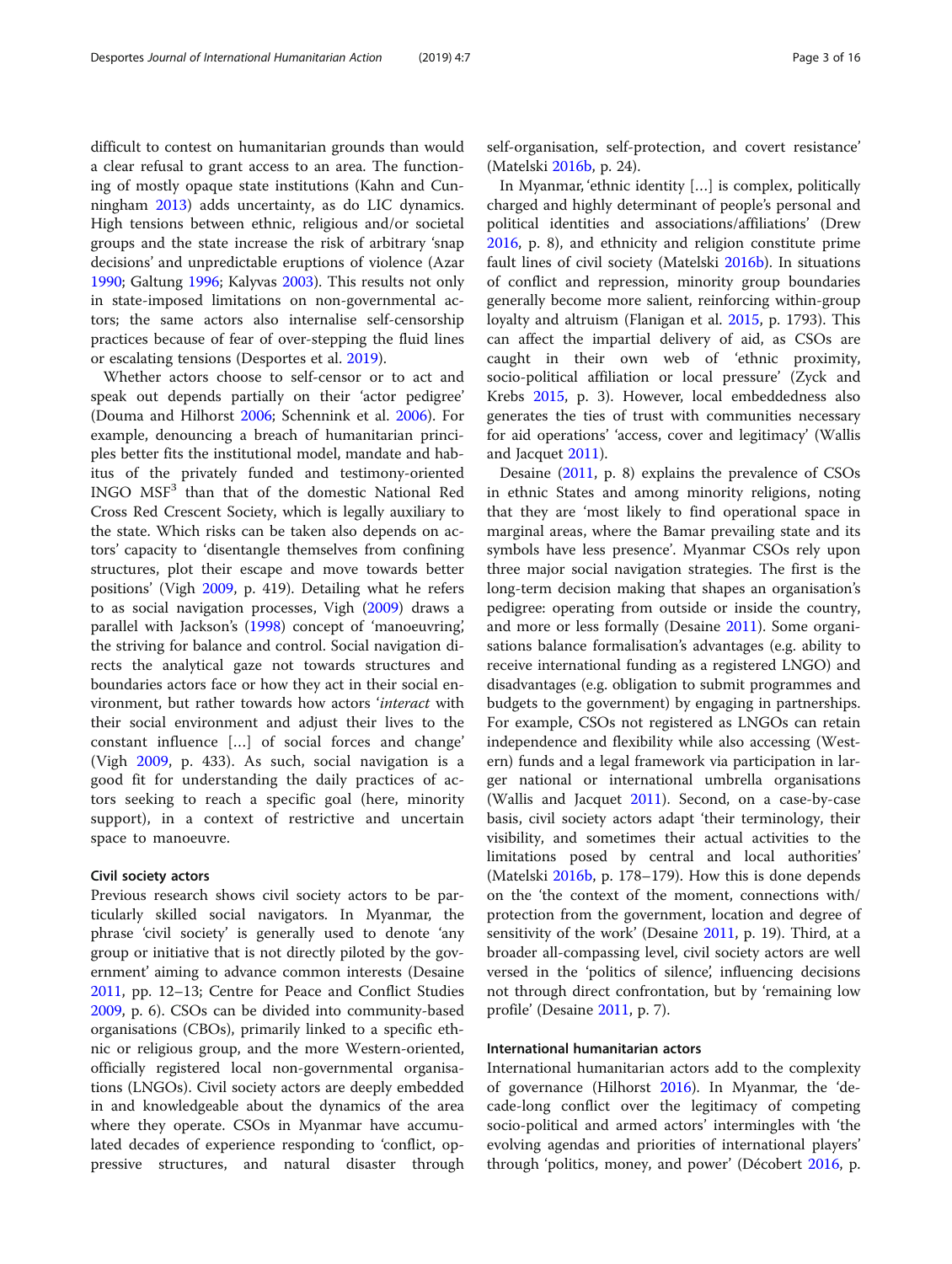difficult to contest on humanitarian grounds than would a clear refusal to grant access to an area. The functioning of mostly opaque state institutions (Kahn and Cunningham 2013) adds uncertainty, as do LIC dynamics. High tensions between ethnic, religious and/or societal groups and the state increase the risk of arbitrary 'snap decisions' and unpredictable eruptions of violence (Azar 1990; Galtung 1996; Kalyvas 2003). This results not only in state-imposed limitations on non-governmental actors; the same actors also internalise self-censorship practices because of fear of over-stepping the fluid lines or escalating tensions (Desportes et al. 2019).

Whether actors choose to self-censor or to act and speak out depends partially on their 'actor pedigree' (Douma and Hilhorst 2006; Schennink et al. 2006). For example, denouncing a breach of humanitarian principles better fits the institutional model, mandate and habitus of the privately funded and testimony-oriented INGO MSF[3] than that of the domestic National Red Cross Red Crescent Society, which is legally auxiliary to the state. Which risks can be taken also depends on actors' capacity to 'disentangle themselves from confining structures, plot their escape and move towards better positions' (Vigh 2009, p. 419). Detailing what he refers to as social navigation processes, Vigh (2009) draws a parallel with Jackson's (1998) concept of 'manoeuvring', the striving for balance and control. Social navigation directs the analytical gaze not towards structures and boundaries actors face or how they act in their social environment, but rather towards how actors '*interact* with their social environment and adjust their lives to the constant influence […] of social forces and change' (Vigh 2009, p. 433). As such, social navigation is a good fit for understanding the daily practices of actors seeking to reach a specific goal (here, minority support), in a context of restrictive and uncertain space to manoeuvre.

### Civil society actors

Previous research shows civil society actors to be particularly skilled social navigators. In Myanmar, the phrase 'civil society' is generally used to denote 'any group or initiative that is not directly piloted by the government' aiming to advance common interests (Desaine 2011, pp. 12–13; Centre for Peace and Conflict Studies 2009, p. 6). CSOs can be divided into community-based organisations (CBOs), primarily linked to a specific ethnic or religious group, and the more Western-oriented, officially registered local non-governmental organisations (LNGOs). Civil society actors are deeply embedded in and knowledgeable about the dynamics of the area where they operate. CSOs in Myanmar have accumulated decades of experience responding to 'conflict, oppressive structures, and natural disaster through self-organisation, self-protection, and covert resistance' (Matelski 2016b, p. 24).

In Myanmar, 'ethnic identity […] is complex, politically charged and highly determinant of people's personal and political identities and associations/affiliations' (Drew 2016, p. 8), and ethnicity and religion constitute prime fault lines of civil society (Matelski 2016b). In situations of conflict and repression, minority group boundaries generally become more salient, reinforcing within-group loyalty and altruism (Flanigan et al. 2015, p. 1793). This can affect the impartial delivery of aid, as CSOs are caught in their own web of 'ethnic proximity, socio-political affiliation or local pressure' (Zyck and Krebs 2015, p. 3). However, local embeddedness also generates the ties of trust with communities necessary for aid operations' 'access, cover and legitimacy' (Wallis and Jacquet 2011).

Desaine (2011, p. 8) explains the prevalence of CSOs in ethnic States and among minority religions, noting that they are 'most likely to find operational space in marginal areas, where the Bamar prevailing state and its symbols have less presence'. Myanmar CSOs rely upon three major social navigation strategies. The first is the long-term decision making that shapes an organisation's pedigree: operating from outside or inside the country, and more or less formally (Desaine 2011). Some organisations balance formalisation's advantages (e.g. ability to receive international funding as a registered LNGO) and disadvantages (e.g. obligation to submit programmes and budgets to the government) by engaging in partnerships. For example, CSOs not registered as LNGOs can retain independence and flexibility while also accessing (Western) funds and a legal framework via participation in larger national or international umbrella organisations (Wallis and Jacquet 2011). Second, on a case-by-case basis, civil society actors adapt 'their terminology, their visibility, and sometimes their actual activities to the limitations posed by central and local authorities' (Matelski 2016b, p. 178–179). How this is done depends on the 'the context of the moment, connections with/protection from the government, location and degree of sensitivity of the work' (Desaine 2011, p. 19). Third, at a broader all-compassing level, civil society actors are well versed in the 'politics of silence', influencing decisions not through direct confrontation, but by 'remaining low profile' (Desaine 2011, p. 7).

### International humanitarian actors

International humanitarian actors add to the complexity of governance (Hilhorst 2016). In Myanmar, the 'decade-long conflict over the legitimacy of competing socio-political and armed actors' intermingles with 'the evolving agendas and priorities of international players' through 'politics, money, and power' (Décobert 2016, p.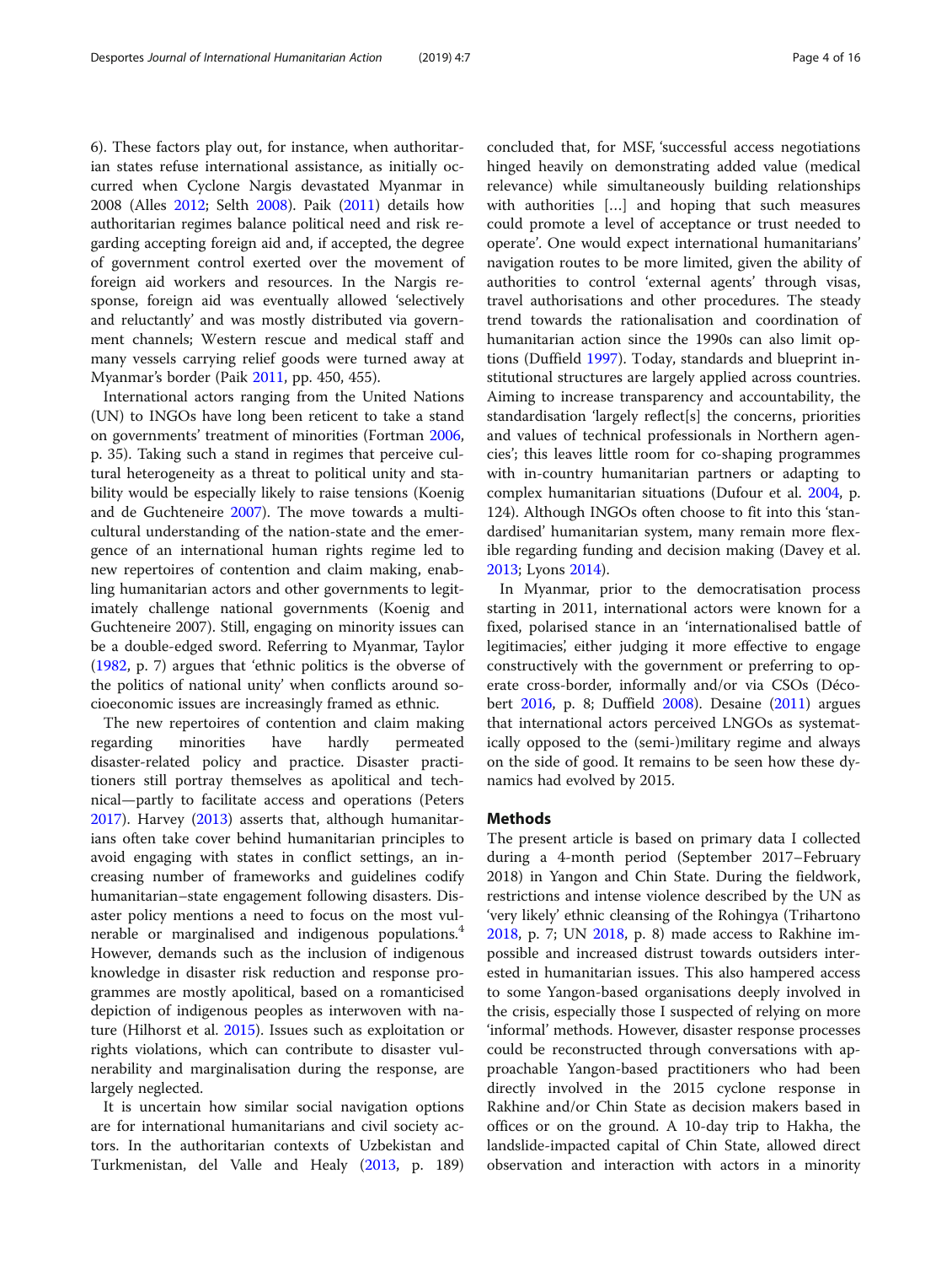6). These factors play out, for instance, when authoritarian states refuse international assistance, as initially occurred when Cyclone Nargis devastated Myanmar in 2008 (Alles 2012; Selth 2008). Paik (2011) details how authoritarian regimes balance political need and risk regarding accepting foreign aid and, if accepted, the degree of government control exerted over the movement of foreign aid workers and resources. In the Nargis response, foreign aid was eventually allowed 'selectively and reluctantly' and was mostly distributed via government channels; Western rescue and medical staff and many vessels carrying relief goods were turned away at Myanmar's border (Paik 2011, pp. 450, 455).

International actors ranging from the United Nations (UN) to INGOs have long been reticent to take a stand on governments' treatment of minorities (Fortman 2006, p. 35). Taking such a stand in regimes that perceive cultural heterogeneity as a threat to political unity and stability would be especially likely to raise tensions (Koenig and de Guchteneire 2007). The move towards a multicultural understanding of the nation-state and the emergence of an international human rights regime led to new repertoires of contention and claim making, enabling humanitarian actors and other governments to legitimately challenge national governments (Koenig and Guchteneire 2007). Still, engaging on minority issues can be a double-edged sword. Referring to Myanmar, Taylor (1982, p. 7) argues that 'ethnic politics is the obverse of the politics of national unity' when conflicts around socioeconomic issues are increasingly framed as ethnic.

The new repertoires of contention and claim making regarding minorities have hardly permeated disaster-related policy and practice. Disaster practitioners still portray themselves as apolitical and technical—partly to facilitate access and operations (Peters 2017). Harvey (2013) asserts that, although humanitarians often take cover behind humanitarian principles to avoid engaging with states in conflict settings, an increasing number of frameworks and guidelines codify humanitarian–state engagement following disasters. Disaster policy mentions a need to focus on the most vulnerable or marginalised and indigenous populations.[4] However, demands such as the inclusion of indigenous knowledge in disaster risk reduction and response programmes are mostly apolitical, based on a romanticised depiction of indigenous peoples as interwoven with nature (Hilhorst et al. 2015). Issues such as exploitation or rights violations, which can contribute to disaster vulnerability and marginalisation during the response, are largely neglected.

It is uncertain how similar social navigation options are for international humanitarians and civil society actors. In the authoritarian contexts of Uzbekistan and Turkmenistan, del Valle and Healy (2013, p. 189) concluded that, for MSF, 'successful access negotiations hinged heavily on demonstrating added value (medical relevance) while simultaneously building relationships with authorities […] and hoping that such measures could promote a level of acceptance or trust needed to operate'. One would expect international humanitarians' navigation routes to be more limited, given the ability of authorities to control 'external agents' through visas, travel authorisations and other procedures. The steady trend towards the rationalisation and coordination of humanitarian action since the 1990s can also limit options (Duffield 1997). Today, standards and blueprint institutional structures are largely applied across countries. Aiming to increase transparency and accountability, the standardisation 'largely reflect[s] the concerns, priorities and values of technical professionals in Northern agencies'; this leaves little room for co-shaping programmes with in-country humanitarian partners or adapting to complex humanitarian situations (Dufour et al. 2004, p. 124). Although INGOs often choose to fit into this 'standardised' humanitarian system, many remain more flexible regarding funding and decision making (Davey et al. 2013; Lyons 2014).

In Myanmar, prior to the democratisation process starting in 2011, international actors were known for a fixed, polarised stance in an 'internationalised battle of legitimacies', either judging it more effective to engage constructively with the government or preferring to operate cross-border, informally and/or via CSOs (Décobert 2016, p. 8; Duffield 2008). Desaine (2011) argues that international actors perceived LNGOs as systematically opposed to the (semi-)military regime and always on the side of good. It remains to be seen how these dynamics had evolved by 2015.

## Methods

The present article is based on primary data I collected during a 4-month period (September 2017–February 2018) in Yangon and Chin State. During the fieldwork, restrictions and intense violence described by the UN as 'very likely' ethnic cleansing of the Rohingya (Trihartono 2018, p. 7; UN 2018, p. 8) made access to Rakhine impossible and increased distrust towards outsiders interested in humanitarian issues. This also hampered access to some Yangon-based organisations deeply involved in the crisis, especially those I suspected of relying on more 'informal' methods. However, disaster response processes could be reconstructed through conversations with approachable Yangon-based practitioners who had been directly involved in the 2015 cyclone response in Rakhine and/or Chin State as decision makers based in offices or on the ground. A 10-day trip to Hakha, the landslide-impacted capital of Chin State, allowed direct observation and interaction with actors in a minority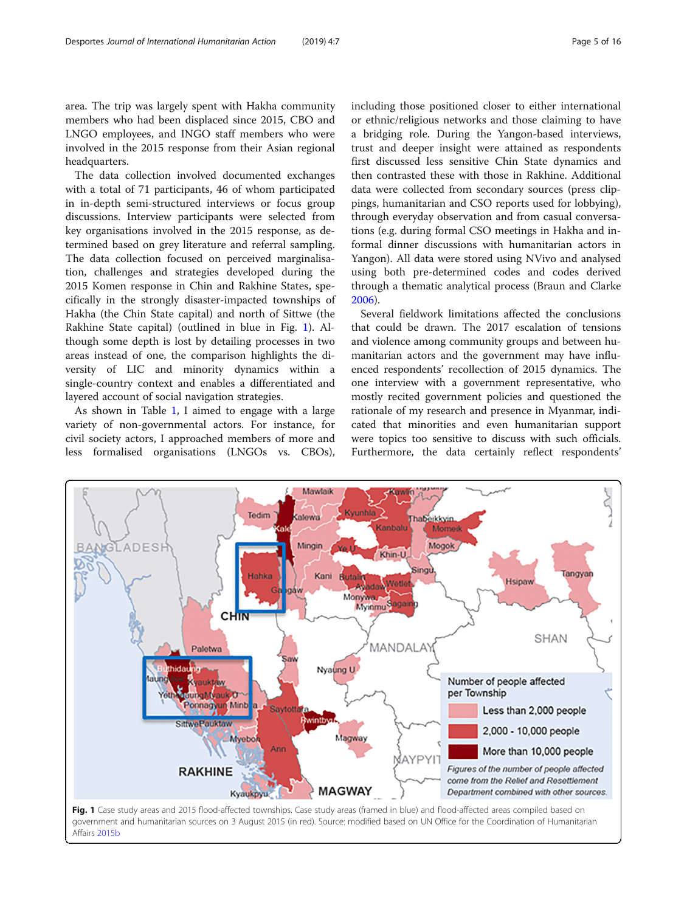area. The trip was largely spent with Hakha community members who had been displaced since 2015, CBO and LNGO employees, and INGO staff members who were involved in the 2015 response from their Asian regional headquarters.

The data collection involved documented exchanges with a total of 71 participants, 46 of whom participated in in-depth semi-structured interviews or focus group discussions. Interview participants were selected from key organisations involved in the 2015 response, as determined based on grey literature and referral sampling. The data collection focused on perceived marginalisation, challenges and strategies developed during the 2015 Komen response in Chin and Rakhine States, specifically in the strongly disaster-impacted townships of Hakha (the Chin State capital) and north of Sittwe (the Rakhine State capital) (outlined in blue in Fig. 1). Although some depth is lost by detailing processes in two areas instead of one, the comparison highlights the diversity of LIC and minority dynamics within a single-country context and enables a differentiated and layered account of social navigation strategies.

As shown in Table 1, I aimed to engage with a large variety of non-governmental actors. For instance, for civil society actors, I approached members of more and less formalised organisations (LNGOs vs. CBOs), including those positioned closer to either international or ethnic/religious networks and those claiming to have a bridging role. During the Yangon-based interviews, trust and deeper insight were attained as respondents first discussed less sensitive Chin State dynamics and then contrasted these with those in Rakhine. Additional data were collected from secondary sources (press clippings, humanitarian and CSO reports used for lobbying), through everyday observation and from casual conversations (e.g. during formal CSO meetings in Hakha and informal dinner discussions with humanitarian actors in Yangon). All data were stored using NVivo and analysed using both pre-determined codes and codes derived through a thematic analytical process (Braun and Clarke 2006).

Several fieldwork limitations affected the conclusions that could be drawn. The 2017 escalation of tensions and violence among community groups and between humanitarian actors and the government may have influenced respondents' recollection of 2015 dynamics. The one interview with a government representative, who mostly recited government policies and questioned the rationale of my research and presence in Myanmar, indicated that minorities and even humanitarian support were topics too sensitive to discuss with such officials. Furthermore, the data certainly reflect respondents'

**Fig. 1** Case study areas and 2015 flood-affected townships. Case study areas (framed in blue) and flood-affected areas compiled based on government and humanitarian sources on 3 August 2015 (in red). Source: modified based on UN Office for the Coordination of Humanitarian Affairs 2015b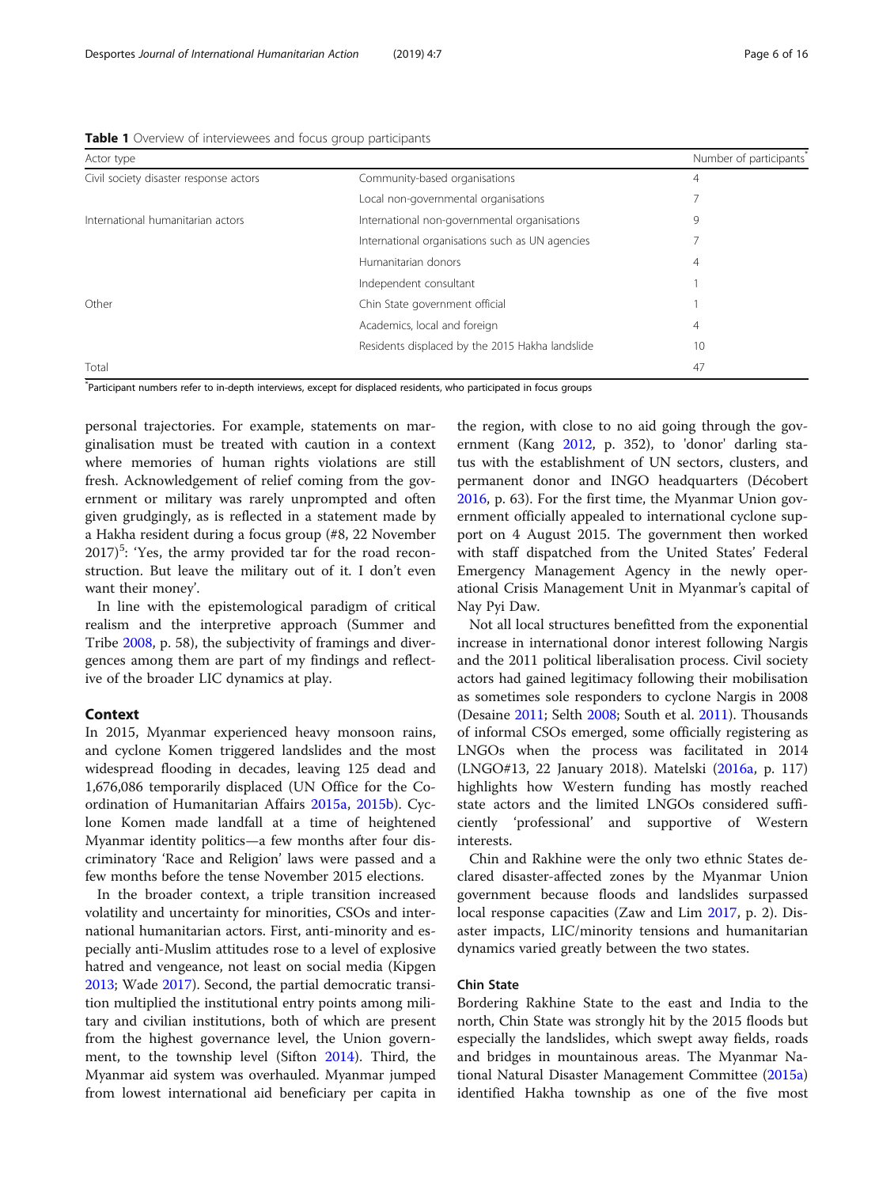**Table 1** Overview of interviewees and focus group participants

| Actor type | | Number of participants* |
|---|---|---|
| Civil society disaster response actors | Community-based organisations | 4 |
| | Local non-governmental organisations | 7 |
| International humanitarian actors | International non-governmental organisations | 9 |
| | International organisations such as UN agencies | 7 |
| | Humanitarian donors | 4 |
| | Independent consultant | 1 |
| Other | Chin State government official | 1 |
| | Academics, local and foreign | 4 |
| | Residents displaced by the 2015 Hakha landslide | 10 |
| Total | | 47 |

*Participant numbers refer to in-depth interviews, except for displaced residents, who participated in focus groups

personal trajectories. For example, statements on marginalisation must be treated with caution in a context where memories of human rights violations are still fresh. Acknowledgement of relief coming from the government or military was rarely unprompted and often given grudgingly, as is reflected in a statement made by a Hakha resident during a focus group (#8, 22 November 2017)[5]: 'Yes, the army provided tar for the road reconstruction. But leave the military out of it. I don't even want their money'.

In line with the epistemological paradigm of critical realism and the interpretive approach (Summer and Tribe 2008, p. 58), the subjectivity of framings and divergences among them are part of my findings and reflective of the broader LIC dynamics at play.

## Context

In 2015, Myanmar experienced heavy monsoon rains, and cyclone Komen triggered landslides and the most widespread flooding in decades, leaving 125 dead and 1,676,086 temporarily displaced (UN Office for the Coordination of Humanitarian Affairs 2015a, 2015b). Cyclone Komen made landfall at a time of heightened Myanmar identity politics—a few months after four discriminatory 'Race and Religion' laws were passed and a few months before the tense November 2015 elections.

In the broader context, a triple transition increased volatility and uncertainty for minorities, CSOs and international humanitarian actors. First, anti-minority and especially anti-Muslim attitudes rose to a level of explosive hatred and vengeance, not least on social media (Kipgen 2013; Wade 2017). Second, the partial democratic transition multiplied the institutional entry points among military and civilian institutions, both of which are present from the highest governance level, the Union government, to the township level (Sifton 2014). Third, the Myanmar aid system was overhauled. Myanmar jumped from lowest international aid beneficiary per capita in the region, with close to no aid going through the government (Kang 2012, p. 352), to 'donor' darling status with the establishment of UN sectors, clusters, and permanent donor and INGO headquarters (Décobert 2016, p. 63). For the first time, the Myanmar Union government officially appealed to international cyclone support on 4 August 2015. The government then worked with staff dispatched from the United States' Federal Emergency Management Agency in the newly operational Crisis Management Unit in Myanmar's capital of Nay Pyi Daw.

Not all local structures benefitted from the exponential increase in international donor interest following Nargis and the 2011 political liberalisation process. Civil society actors had gained legitimacy following their mobilisation as sometimes sole responders to cyclone Nargis in 2008 (Desaine 2011; Selth 2008; South et al. 2011). Thousands of informal CSOs emerged, some officially registering as LNGOs when the process was facilitated in 2014 (LNGO#13, 22 January 2018). Matelski (2016a, p. 117) highlights how Western funding has mostly reached state actors and the limited LNGOs considered sufficiently 'professional' and supportive of Western interests.

Chin and Rakhine were the only two ethnic States declared disaster-affected zones by the Myanmar Union government because floods and landslides surpassed local response capacities (Zaw and Lim 2017, p. 2). Disaster impacts, LIC/minority tensions and humanitarian dynamics varied greatly between the two states.

### Chin State

Bordering Rakhine State to the east and India to the north, Chin State was strongly hit by the 2015 floods but especially the landslides, which swept away fields, roads and bridges in mountainous areas. The Myanmar National Natural Disaster Management Committee (2015a) identified Hakha township as one of the five most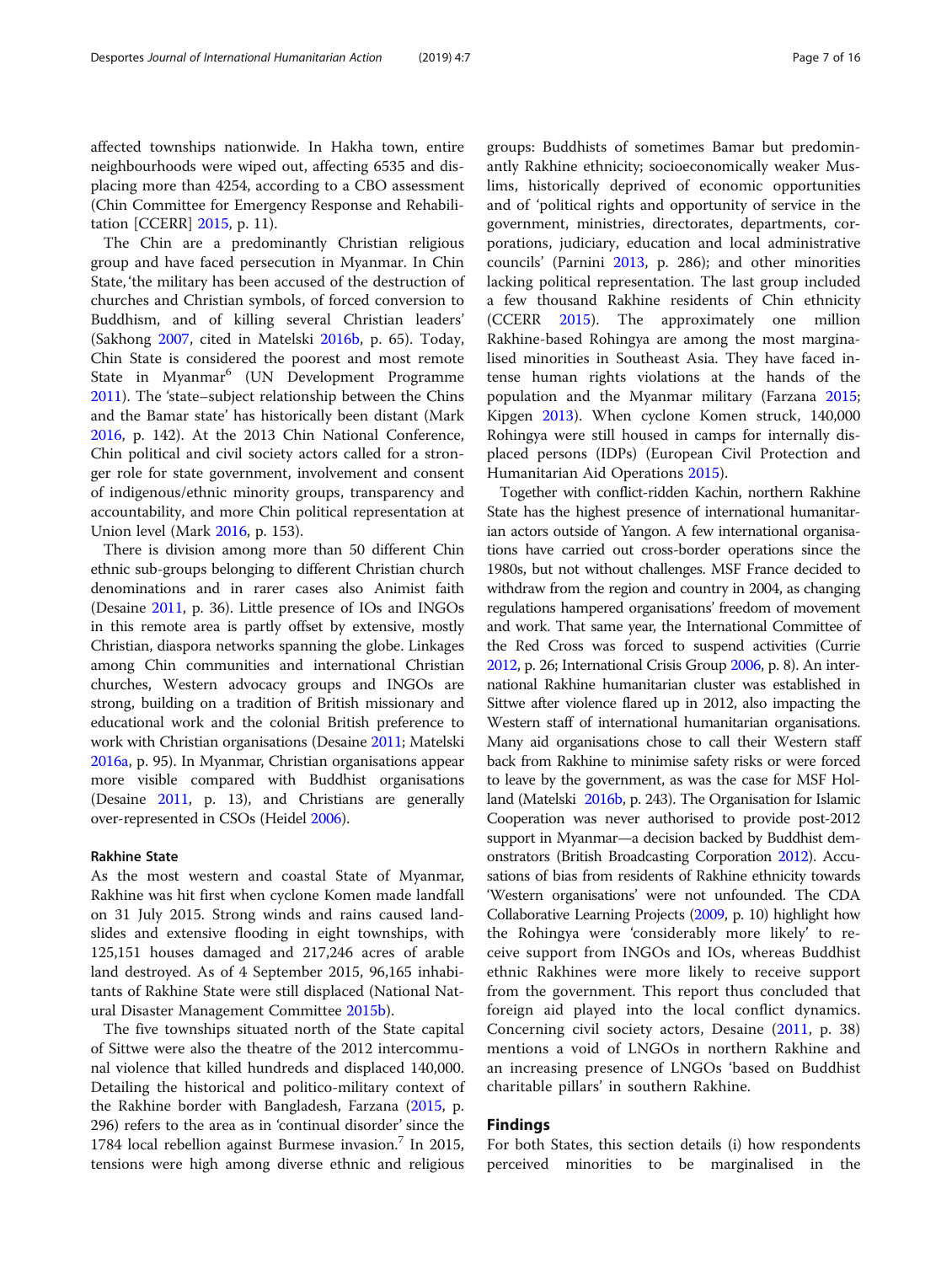affected townships nationwide. In Hakha town, entire neighbourhoods were wiped out, affecting 6535 and displacing more than 4254, according to a CBO assessment (Chin Committee for Emergency Response and Rehabilitation [CCERR] 2015, p. 11).

The Chin are a predominantly Christian religious group and have faced persecution in Myanmar. In Chin State, 'the military has been accused of the destruction of churches and Christian symbols, of forced conversion to Buddhism, and of killing several Christian leaders' (Sakhong 2007, cited in Matelski 2016b, p. 65). Today, Chin State is considered the poorest and most remote State in Myanmar[6] (UN Development Programme 2011). The 'state–subject relationship between the Chins and the Bamar state' has historically been distant (Mark 2016, p. 142). At the 2013 Chin National Conference, Chin political and civil society actors called for a stronger role for state government, involvement and consent of indigenous/ethnic minority groups, transparency and accountability, and more Chin political representation at Union level (Mark 2016, p. 153).

There is division among more than 50 different Chin ethnic sub-groups belonging to different Christian church denominations and in rarer cases also Animist faith (Desaine 2011, p. 36). Little presence of IOs and INGOs in this remote area is partly offset by extensive, mostly Christian, diaspora networks spanning the globe. Linkages among Chin communities and international Christian churches, Western advocacy groups and INGOs are strong, building on a tradition of British missionary and educational work and the colonial British preference to work with Christian organisations (Desaine 2011; Matelski 2016a, p. 95). In Myanmar, Christian organisations appear more visible compared with Buddhist organisations (Desaine 2011, p. 13), and Christians are generally over-represented in CSOs (Heidel 2006).

### Rakhine State

As the most western and coastal State of Myanmar, Rakhine was hit first when cyclone Komen made landfall on 31 July 2015. Strong winds and rains caused landslides and extensive flooding in eight townships, with 125,151 houses damaged and 217,246 acres of arable land destroyed. As of 4 September 2015, 96,165 inhabitants of Rakhine State were still displaced (National Natural Disaster Management Committee 2015b).

The five townships situated north of the State capital of Sittwe were also the theatre of the 2012 intercommunal violence that killed hundreds and displaced 140,000. Detailing the historical and politico-military context of the Rakhine border with Bangladesh, Farzana (2015, p. 296) refers to the area as in 'continual disorder' since the 1784 local rebellion against Burmese invasion.[7] In 2015, tensions were high among diverse ethnic and religious groups: Buddhists of sometimes Bamar but predominantly Rakhine ethnicity; socioeconomically weaker Muslims, historically deprived of economic opportunities and of 'political rights and opportunity of service in the government, ministries, directorates, departments, corporations, judiciary, education and local administrative councils' (Parnini 2013, p. 286); and other minorities lacking political representation. The last group included a few thousand Rakhine residents of Chin ethnicity (CCERR 2015). The approximately one million Rakhine-based Rohingya are among the most marginalised minorities in Southeast Asia. They have faced intense human rights violations at the hands of the population and the Myanmar military (Farzana 2015; Kipgen 2013). When cyclone Komen struck, 140,000 Rohingya were still housed in camps for internally displaced persons (IDPs) (European Civil Protection and Humanitarian Aid Operations 2015).

Together with conflict-ridden Kachin, northern Rakhine State has the highest presence of international humanitarian actors outside of Yangon. A few international organisations have carried out cross-border operations since the 1980s, but not without challenges. MSF France decided to withdraw from the region and country in 2004, as changing regulations hampered organisations' freedom of movement and work. That same year, the International Committee of the Red Cross was forced to suspend activities (Currie 2012, p. 26; International Crisis Group 2006, p. 8). An international Rakhine humanitarian cluster was established in Sittwe after violence flared up in 2012, also impacting the Western staff of international humanitarian organisations. Many aid organisations chose to call their Western staff back from Rakhine to minimise safety risks or were forced to leave by the government, as was the case for MSF Holland (Matelski 2016b, p. 243). The Organisation for Islamic Cooperation was never authorised to provide post-2012 support in Myanmar—a decision backed by Buddhist demonstrators (British Broadcasting Corporation 2012). Accusations of bias from residents of Rakhine ethnicity towards 'Western organisations' were not unfounded. The CDA Collaborative Learning Projects (2009, p. 10) highlight how the Rohingya were 'considerably more likely' to receive support from INGOs and IOs, whereas Buddhist ethnic Rakhines were more likely to receive support from the government. This report thus concluded that foreign aid played into the local conflict dynamics. Concerning civil society actors, Desaine (2011, p. 38) mentions a void of LNGOs in northern Rakhine and an increasing presence of LNGOs 'based on Buddhist charitable pillars' in southern Rakhine.

## Findings

For both States, this section details (i) how respondents perceived minorities to be marginalised in the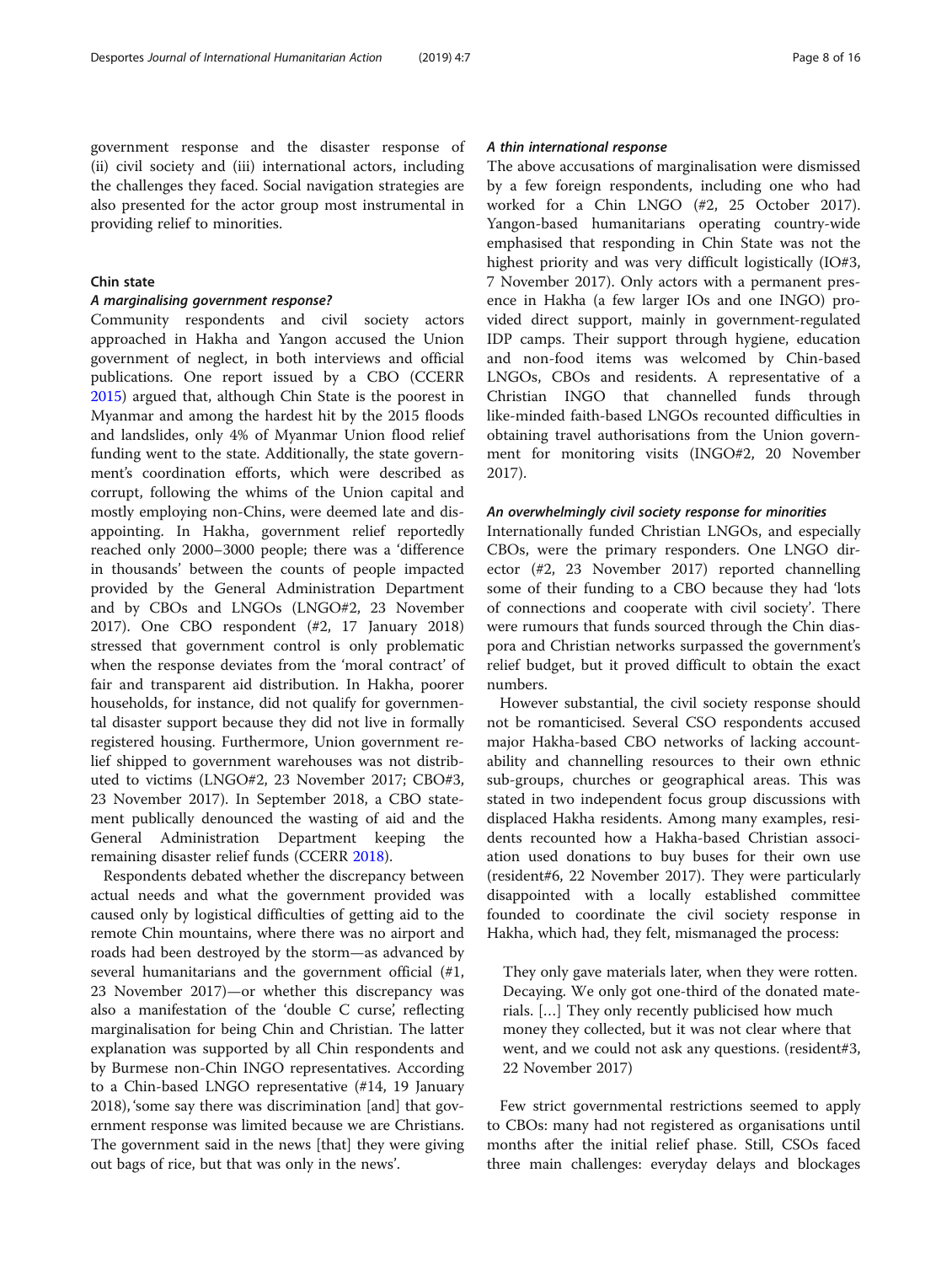government response and the disaster response of (ii) civil society and (iii) international actors, including the challenges they faced. Social navigation strategies are also presented for the actor group most instrumental in providing relief to minorities.

## Chin state

### *A marginalising government response?*

Community respondents and civil society actors approached in Hakha and Yangon accused the Union government of neglect, in both interviews and official publications. One report issued by a CBO (CCERR 2015) argued that, although Chin State is the poorest in Myanmar and among the hardest hit by the 2015 floods and landslides, only 4% of Myanmar Union flood relief funding went to the state. Additionally, the state government's coordination efforts, which were described as corrupt, following the whims of the Union capital and mostly employing non-Chins, were deemed late and disappointing. In Hakha, government relief reportedly reached only 2000–3000 people; there was a 'difference in thousands' between the counts of people impacted provided by the General Administration Department and by CBOs and LNGOs (LNGO#2, 23 November 2017). One CBO respondent (#2, 17 January 2018) stressed that government control is only problematic when the response deviates from the 'moral contract' of fair and transparent aid distribution. In Hakha, poorer households, for instance, did not qualify for governmental disaster support because they did not live in formally registered housing. Furthermore, Union government relief shipped to government warehouses was not distributed to victims (LNGO#2, 23 November 2017; CBO#3, 23 November 2017). In September 2018, a CBO statement publically denounced the wasting of aid and the General Administration Department keeping the remaining disaster relief funds (CCERR 2018).

Respondents debated whether the discrepancy between actual needs and what the government provided was caused only by logistical difficulties of getting aid to the remote Chin mountains, where there was no airport and roads had been destroyed by the storm—as advanced by several humanitarians and the government official (#1, 23 November 2017)—or whether this discrepancy was also a manifestation of the 'double C curse', reflecting marginalisation for being Chin and Christian. The latter explanation was supported by all Chin respondents and by Burmese non-Chin INGO representatives. According to a Chin-based LNGO representative (#14, 19 January 2018), 'some say there was discrimination [and] that government response was limited because we are Christians. The government said in the news [that] they were giving out bags of rice, but that was only in the news'.

### *A thin international response*

The above accusations of marginalisation were dismissed by a few foreign respondents, including one who had worked for a Chin LNGO (#2, 25 October 2017). Yangon-based humanitarians operating country-wide emphasised that responding in Chin State was not the highest priority and was very difficult logistically (IO#3, 7 November 2017). Only actors with a permanent presence in Hakha (a few larger IOs and one INGO) provided direct support, mainly in government-regulated IDP camps. Their support through hygiene, education and non-food items was welcomed by Chin-based LNGOs, CBOs and residents. A representative of a Christian INGO that channelled funds through like-minded faith-based LNGOs recounted difficulties in obtaining travel authorisations from the Union government for monitoring visits (INGO#2, 20 November 2017).

### *An overwhelmingly civil society response for minorities*

Internationally funded Christian LNGOs, and especially CBOs, were the primary responders. One LNGO director (#2, 23 November 2017) reported channelling some of their funding to a CBO because they had 'lots of connections and cooperate with civil society'. There were rumours that funds sourced through the Chin diaspora and Christian networks surpassed the government's relief budget, but it proved difficult to obtain the exact numbers.

However substantial, the civil society response should not be romanticised. Several CSO respondents accused major Hakha-based CBO networks of lacking accountability and channelling resources to their own ethnic sub-groups, churches or geographical areas. This was stated in two independent focus group discussions with displaced Hakha residents. Among many examples, residents recounted how a Hakha-based Christian association used donations to buy buses for their own use (resident#6, 22 November 2017). They were particularly disappointed with a locally established committee founded to coordinate the civil society response in Hakha, which had, they felt, mismanaged the process:

> They only gave materials later, when they were rotten. Decaying. We only got one-third of the donated materials. […] They only recently publicised how much money they collected, but it was not clear where that went, and we could not ask any questions. (resident#3, 22 November 2017)

Few strict governmental restrictions seemed to apply to CBOs: many had not registered as organisations until months after the initial relief phase. Still, CSOs faced three main challenges: everyday delays and blockages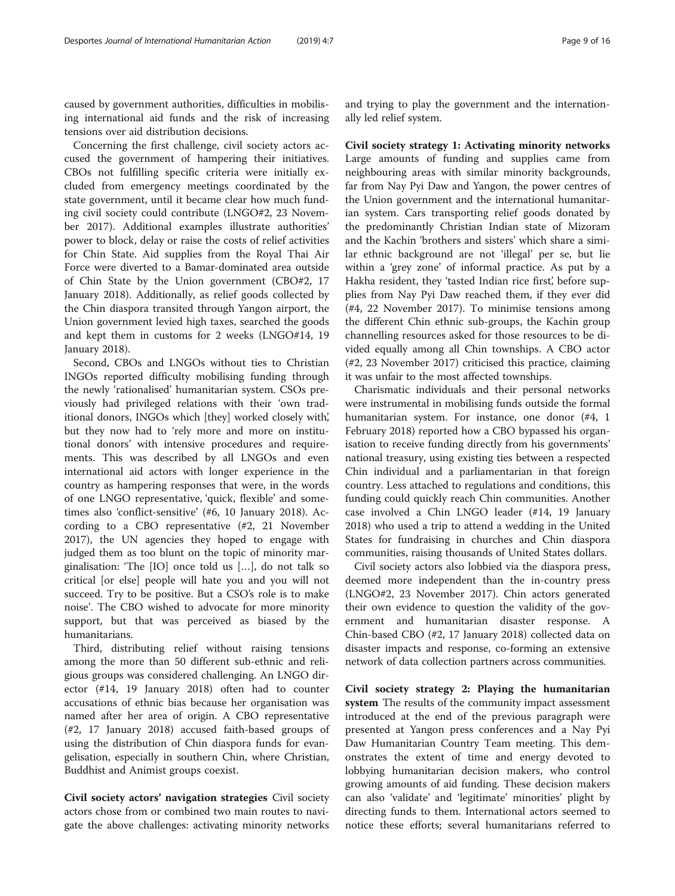caused by government authorities, difficulties in mobilising international aid funds and the risk of increasing tensions over aid distribution decisions.

Concerning the first challenge, civil society actors accused the government of hampering their initiatives. CBOs not fulfilling specific criteria were initially excluded from emergency meetings coordinated by the state government, until it became clear how much funding civil society could contribute (LNGO#2, 23 November 2017). Additional examples illustrate authorities' power to block, delay or raise the costs of relief activities for Chin State. Aid supplies from the Royal Thai Air Force were diverted to a Bamar-dominated area outside of Chin State by the Union government (CBO#2, 17 January 2018). Additionally, as relief goods collected by the Chin diaspora transited through Yangon airport, the Union government levied high taxes, searched the goods and kept them in customs for 2 weeks (LNGO#14, 19 January 2018).

Second, CBOs and LNGOs without ties to Christian INGOs reported difficulty mobilising funding through the newly 'rationalised' humanitarian system. CSOs previously had privileged relations with their 'own traditional donors, INGOs which [they] worked closely with', but they now had to 'rely more and more on institutional donors' with intensive procedures and requirements. This was described by all LNGOs and even international aid actors with longer experience in the country as hampering responses that were, in the words of one LNGO representative, 'quick, flexible' and sometimes also 'conflict-sensitive' (#6, 10 January 2018). According to a CBO representative (#2, 21 November 2017), the UN agencies they hoped to engage with judged them as too blunt on the topic of minority marginalisation: 'The [IO] once told us […], do not talk so critical [or else] people will hate you and you will not succeed. Try to be positive. But a CSO's role is to make noise'. The CBO wished to advocate for more minority support, but that was perceived as biased by the humanitarians.

Third, distributing relief without raising tensions among the more than 50 different sub-ethnic and religious groups was considered challenging. An LNGO director (#14, 19 January 2018) often had to counter accusations of ethnic bias because her organisation was named after her area of origin. A CBO representative (#2, 17 January 2018) accused faith-based groups of using the distribution of Chin diaspora funds for evangelisation, especially in southern Chin, where Christian, Buddhist and Animist groups coexist.

**Civil society actors' navigation strategies** Civil society actors chose from or combined two main routes to navigate the above challenges: activating minority networks and trying to play the government and the internationally led relief system.

**Civil society strategy 1: Activating minority networks** Large amounts of funding and supplies came from neighbouring areas with similar minority backgrounds, far from Nay Pyi Daw and Yangon, the power centres of the Union government and the international humanitarian system. Cars transporting relief goods donated by the predominantly Christian Indian state of Mizoram and the Kachin 'brothers and sisters' which share a similar ethnic background are not 'illegal' per se, but lie within a 'grey zone' of informal practice. As put by a Hakha resident, they 'tasted Indian rice first', before supplies from Nay Pyi Daw reached them, if they ever did (#4, 22 November 2017). To minimise tensions among the different Chin ethnic sub-groups, the Kachin group channelling resources asked for those resources to be divided equally among all Chin townships. A CBO actor (#2, 23 November 2017) criticised this practice, claiming it was unfair to the most affected townships.

Charismatic individuals and their personal networks were instrumental in mobilising funds outside the formal humanitarian system. For instance, one donor (#4, 1 February 2018) reported how a CBO bypassed his organisation to receive funding directly from his governments' national treasury, using existing ties between a respected Chin individual and a parliamentarian in that foreign country. Less attached to regulations and conditions, this funding could quickly reach Chin communities. Another case involved a Chin LNGO leader (#14, 19 January 2018) who used a trip to attend a wedding in the United States for fundraising in churches and Chin diaspora communities, raising thousands of United States dollars.

Civil society actors also lobbied via the diaspora press, deemed more independent than the in-country press (LNGO#2, 23 November 2017). Chin actors generated their own evidence to question the validity of the government and humanitarian disaster response. A Chin-based CBO (#2, 17 January 2018) collected data on disaster impacts and response, co-forming an extensive network of data collection partners across communities.

**Civil society strategy 2: Playing the humanitarian system** The results of the community impact assessment introduced at the end of the previous paragraph were presented at Yangon press conferences and a Nay Pyi Daw Humanitarian Country Team meeting. This demonstrates the extent of time and energy devoted to lobbying humanitarian decision makers, who control growing amounts of aid funding. These decision makers can also 'validate' and 'legitimate' minorities' plight by directing funds to them. International actors seemed to notice these efforts; several humanitarians referred to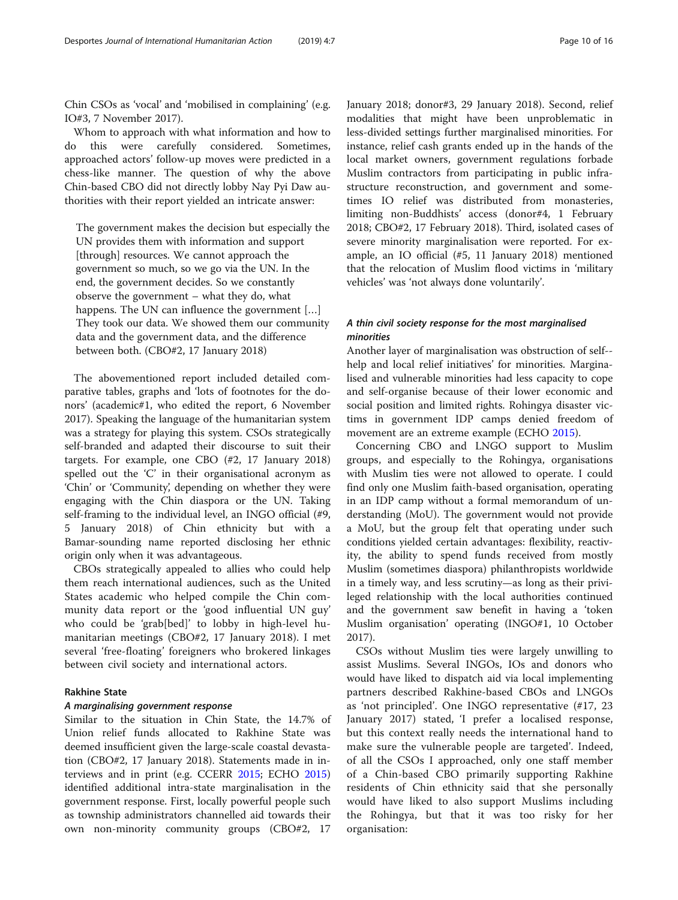Chin CSOs as 'vocal' and 'mobilised in complaining' (e.g. IO#3, 7 November 2017).

Whom to approach with what information and how to do this were carefully considered. Sometimes, approached actors' follow-up moves were predicted in a chess-like manner. The question of why the above Chin-based CBO did not directly lobby Nay Pyi Daw authorities with their report yielded an intricate answer:

> The government makes the decision but especially the UN provides them with information and support [through] resources. We cannot approach the government so much, so we go via the UN. In the end, the government decides. So we constantly observe the government – what they do, what happens. The UN can influence the government […] They took our data. We showed them our community data and the government data, and the difference between both. (CBO#2, 17 January 2018)

The abovementioned report included detailed comparative tables, graphs and 'lots of footnotes for the donors' (academic#1, who edited the report, 6 November 2017). Speaking the language of the humanitarian system was a strategy for playing this system. CSOs strategically self-branded and adapted their discourse to suit their targets. For example, one CBO (#2, 17 January 2018) spelled out the 'C' in their organisational acronym as 'Chin' or 'Community', depending on whether they were engaging with the Chin diaspora or the UN. Taking self-framing to the individual level, an INGO official (#9, 5 January 2018) of Chin ethnicity but with a Bamar-sounding name reported disclosing her ethnic origin only when it was advantageous.

CBOs strategically appealed to allies who could help them reach international audiences, such as the United States academic who helped compile the Chin community data report or the 'good influential UN guy' who could be 'grab[bed]' to lobby in high-level humanitarian meetings (CBO#2, 17 January 2018). I met several 'free-floating' foreigners who brokered linkages between civil society and international actors.

### Rakhine State

#### *A marginalising government response*

Similar to the situation in Chin State, the 14.7% of Union relief funds allocated to Rakhine State was deemed insufficient given the large-scale coastal devastation (CBO#2, 17 January 2018). Statements made in interviews and in print (e.g. CCERR 2015; ECHO 2015) identified additional intra-state marginalisation in the government response. First, locally powerful people such as township administrators channelled aid towards their own non-minority community groups (CBO#2, 17 January 2018; donor#3, 29 January 2018). Second, relief modalities that might have been unproblematic in less-divided settings further marginalised minorities. For instance, relief cash grants ended up in the hands of the local market owners, government regulations forbade Muslim contractors from participating in public infrastructure reconstruction, and government and sometimes IO relief was distributed from monasteries, limiting non-Buddhists' access (donor#4, 1 February 2018; CBO#2, 17 February 2018). Third, isolated cases of severe minority marginalisation were reported. For example, an IO official (#5, 11 January 2018) mentioned that the relocation of Muslim flood victims in 'military vehicles' was 'not always done voluntarily'.

#### *A thin civil society response for the most marginalised minorities*

Another layer of marginalisation was obstruction of self-help and local relief initiatives' for minorities. Marginalised and vulnerable minorities had less capacity to cope and self-organise because of their lower economic and social position and limited rights. Rohingya disaster victims in government IDP camps denied freedom of movement are an extreme example (ECHO 2015).

Concerning CBO and LNGO support to Muslim groups, and especially to the Rohingya, organisations with Muslim ties were not allowed to operate. I could find only one Muslim faith-based organisation, operating in an IDP camp without a formal memorandum of understanding (MoU). The government would not provide a MoU, but the group felt that operating under such conditions yielded certain advantages: flexibility, reactivity, the ability to spend funds received from mostly Muslim (sometimes diaspora) philanthropists worldwide in a timely way, and less scrutiny—as long as their privileged relationship with the local authorities continued and the government saw benefit in having a 'token Muslim organisation' operating (INGO#1, 10 October 2017).

CSOs without Muslim ties were largely unwilling to assist Muslims. Several INGOs, IOs and donors who would have liked to dispatch aid via local implementing partners described Rakhine-based CBOs and LNGOs as 'not principled'. One INGO representative (#17, 23 January 2017) stated, 'I prefer a localised response, but this context really needs the international hand to make sure the vulnerable people are targeted'. Indeed, of all the CSOs I approached, only one staff member of a Chin-based CBO primarily supporting Rakhine residents of Chin ethnicity said that she personally would have liked to also support Muslims including the Rohingya, but that it was too risky for her organisation: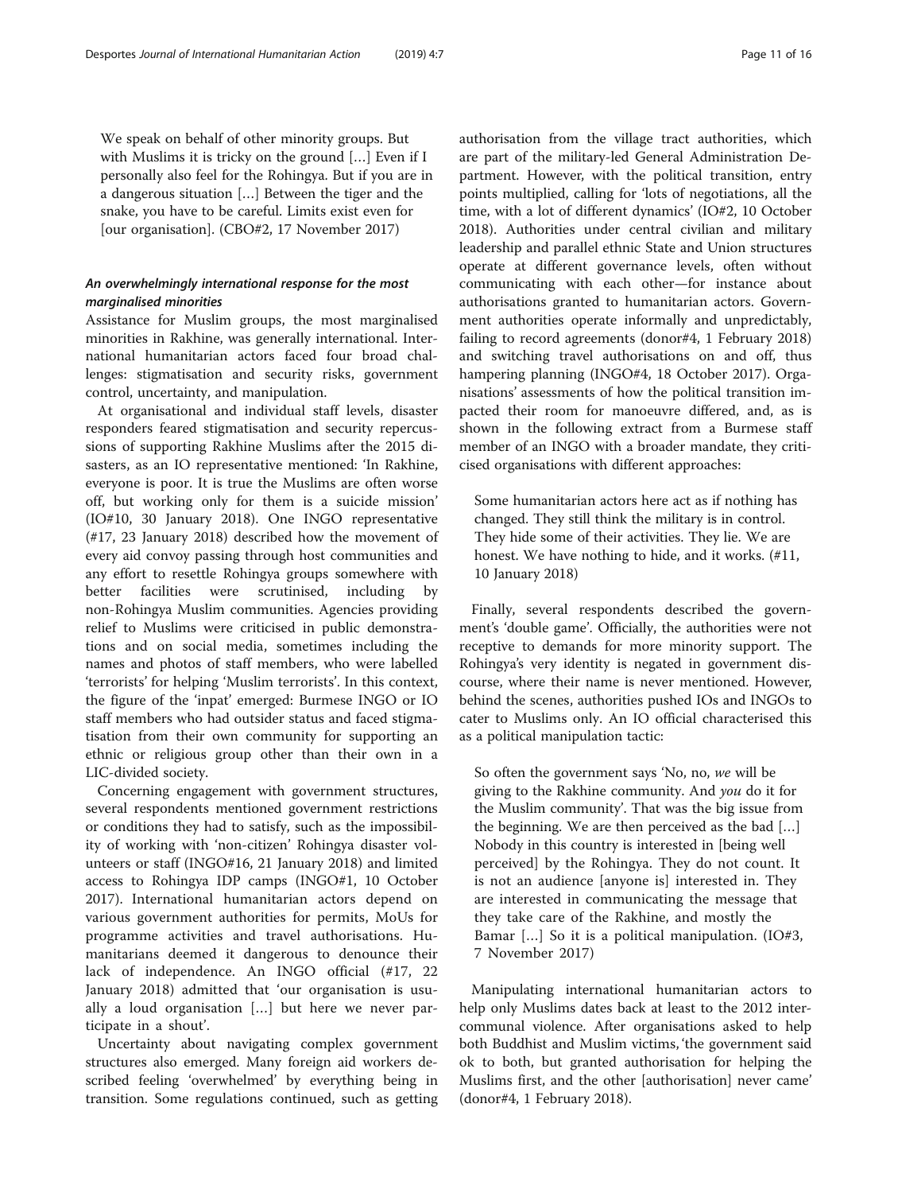> We speak on behalf of other minority groups. But with Muslims it is tricky on the ground […] Even if I personally also feel for the Rohingya. But if you are in a dangerous situation […] Between the tiger and the snake, you have to be careful. Limits exist even for [our organisation]. (CBO#2, 17 November 2017)

### *An overwhelmingly international response for the most marginalised minorities*

Assistance for Muslim groups, the most marginalised minorities in Rakhine, was generally international. International humanitarian actors faced four broad challenges: stigmatisation and security risks, government control, uncertainty, and manipulation.

At organisational and individual staff levels, disaster responders feared stigmatisation and security repercussions of supporting Rakhine Muslims after the 2015 disasters, as an IO representative mentioned: 'In Rakhine, everyone is poor. It is true the Muslims are often worse off, but working only for them is a suicide mission' (IO#10, 30 January 2018). One INGO representative (#17, 23 January 2018) described how the movement of every aid convoy passing through host communities and any effort to resettle Rohingya groups somewhere with better facilities were scrutinised, including by non-Rohingya Muslim communities. Agencies providing relief to Muslims were criticised in public demonstrations and on social media, sometimes including the names and photos of staff members, who were labelled 'terrorists' for helping 'Muslim terrorists'. In this context, the figure of the 'inpat' emerged: Burmese INGO or IO staff members who had outsider status and faced stigmatisation from their own community for supporting an ethnic or religious group other than their own in a LIC-divided society.

Concerning engagement with government structures, several respondents mentioned government restrictions or conditions they had to satisfy, such as the impossibility of working with 'non-citizen' Rohingya disaster volunteers or staff (INGO#16, 21 January 2018) and limited access to Rohingya IDP camps (INGO#1, 10 October 2017). International humanitarian actors depend on various government authorities for permits, MoUs for programme activities and travel authorisations. Humanitarians deemed it dangerous to denounce their lack of independence. An INGO official (#17, 22 January 2018) admitted that 'our organisation is usually a loud organisation […] but here we never participate in a shout'.

Uncertainty about navigating complex government structures also emerged. Many foreign aid workers described feeling 'overwhelmed' by everything being in transition. Some regulations continued, such as getting authorisation from the village tract authorities, which are part of the military-led General Administration Department. However, with the political transition, entry points multiplied, calling for 'lots of negotiations, all the time, with a lot of different dynamics' (IO#2, 10 October 2018). Authorities under central civilian and military leadership and parallel ethnic State and Union structures operate at different governance levels, often without communicating with each other—for instance about authorisations granted to humanitarian actors. Government authorities operate informally and unpredictably, failing to record agreements (donor#4, 1 February 2018) and switching travel authorisations on and off, thus hampering planning (INGO#4, 18 October 2017). Organisations' assessments of how the political transition impacted their room for manoeuvre differed, and, as is shown in the following extract from a Burmese staff member of an INGO with a broader mandate, they criticised organisations with different approaches:

> Some humanitarian actors here act as if nothing has changed. They still think the military is in control. They hide some of their activities. They lie. We are honest. We have nothing to hide, and it works. (#11, 10 January 2018)

Finally, several respondents described the government's 'double game'. Officially, the authorities were not receptive to demands for more minority support. The Rohingya's very identity is negated in government discourse, where their name is never mentioned. However, behind the scenes, authorities pushed IOs and INGOs to cater to Muslims only. An IO official characterised this as a political manipulation tactic:

> So often the government says 'No, no, *we* will be giving to the Rakhine community. And *you* do it for the Muslim community'. That was the big issue from the beginning. We are then perceived as the bad […] Nobody in this country is interested in [being well perceived] by the Rohingya. They do not count. It is not an audience [anyone is] interested in. They are interested in communicating the message that they take care of the Rakhine, and mostly the Bamar […] So it is a political manipulation. (IO#3, 7 November 2017)

Manipulating international humanitarian actors to help only Muslims dates back at least to the 2012 intercommunal violence. After organisations asked to help both Buddhist and Muslim victims, 'the government said ok to both, but granted authorisation for helping the Muslims first, and the other [authorisation] never came' (donor#4, 1 February 2018).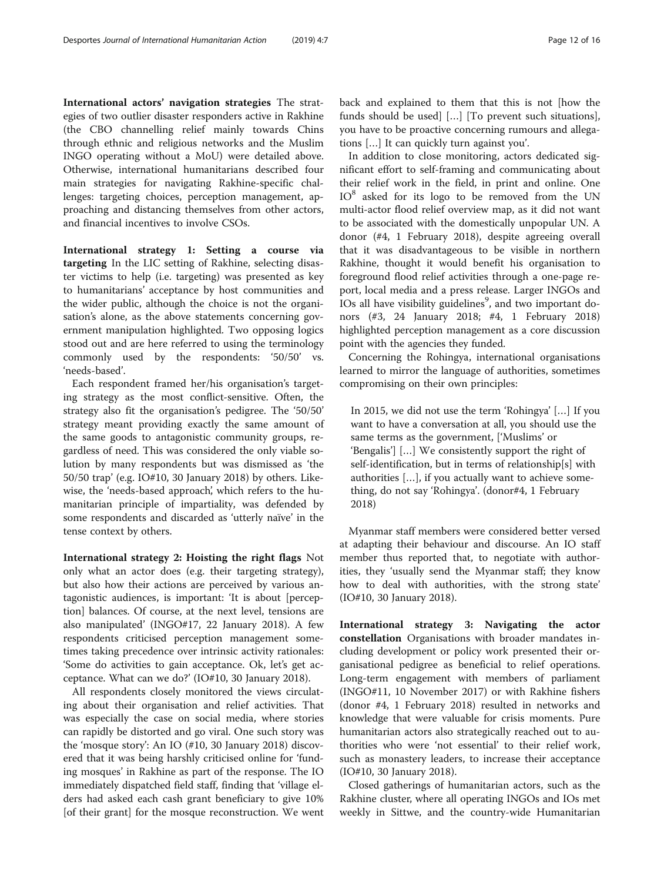**International actors' navigation strategies** The strategies of two outlier disaster responders active in Rakhine (the CBO channelling relief mainly towards Chins through ethnic and religious networks and the Muslim INGO operating without a MoU) were detailed above. Otherwise, international humanitarians described four main strategies for navigating Rakhine-specific challenges: targeting choices, perception management, approaching and distancing themselves from other actors, and financial incentives to involve CSOs.

**International strategy 1: Setting a course via targeting** In the LIC setting of Rakhine, selecting disaster victims to help (i.e. targeting) was presented as key to humanitarians' acceptance by host communities and the wider public, although the choice is not the organisation's alone, as the above statements concerning government manipulation highlighted. Two opposing logics stood out and are here referred to using the terminology commonly used by the respondents: '50/50' vs. 'needs-based'.

Each respondent framed her/his organisation's targeting strategy as the most conflict-sensitive. Often, the strategy also fit the organisation's pedigree. The '50/50' strategy meant providing exactly the same amount of the same goods to antagonistic community groups, regardless of need. This was considered the only viable solution by many respondents but was dismissed as 'the 50/50 trap' (e.g. IO#10, 30 January 2018) by others. Likewise, the 'needs-based approach', which refers to the humanitarian principle of impartiality, was defended by some respondents and discarded as 'utterly naïve' in the tense context by others.

**International strategy 2: Hoisting the right flags** Not only what an actor does (e.g. their targeting strategy), but also how their actions are perceived by various antagonistic audiences, is important: 'It is about [perception] balances. Of course, at the next level, tensions are also manipulated' (INGO#17, 22 January 2018). A few respondents criticised perception management sometimes taking precedence over intrinsic activity rationales: 'Some do activities to gain acceptance. Ok, let's get acceptance. What can we do?' (IO#10, 30 January 2018).

All respondents closely monitored the views circulating about their organisation and relief activities. That was especially the case on social media, where stories can rapidly be distorted and go viral. One such story was the 'mosque story': An IO (#10, 30 January 2018) discovered that it was being harshly criticised online for 'funding mosques' in Rakhine as part of the response. The IO immediately dispatched field staff, finding that 'village elders had asked each cash grant beneficiary to give 10% [of their grant] for the mosque reconstruction. We went back and explained to them that this is not [how the funds should be used] […] [To prevent such situations], you have to be proactive concerning rumours and allegations […] It can quickly turn against you'.

In addition to close monitoring, actors dedicated significant effort to self-framing and communicating about their relief work in the field, in print and online. One IO[8] asked for its logo to be removed from the UN multi-actor flood relief overview map, as it did not want to be associated with the domestically unpopular UN. A donor (#4, 1 February 2018), despite agreeing overall that it was disadvantageous to be visible in northern Rakhine, thought it would benefit his organisation to foreground flood relief activities through a one-page report, local media and a press release. Larger INGOs and IOs all have visibility guidelines[9], and two important donors (#3, 24 January 2018; #4, 1 February 2018) highlighted perception management as a core discussion point with the agencies they funded.

Concerning the Rohingya, international organisations learned to mirror the language of authorities, sometimes compromising on their own principles:

> In 2015, we did not use the term 'Rohingya' […] If you want to have a conversation at all, you should use the same terms as the government, ['Muslims' or 'Bengalis'] […] We consistently support the right of self-identification, but in terms of relationship[s] with authorities […], if you actually want to achieve something, do not say 'Rohingya'. (donor#4, 1 February 2018)

Myanmar staff members were considered better versed at adapting their behaviour and discourse. An IO staff member thus reported that, to negotiate with authorities, they 'usually send the Myanmar staff; they know how to deal with authorities, with the strong state' (IO#10, 30 January 2018).

**International strategy 3: Navigating the actor constellation** Organisations with broader mandates including development or policy work presented their organisational pedigree as beneficial to relief operations. Long-term engagement with members of parliament (INGO#11, 10 November 2017) or with Rakhine fishers (donor #4, 1 February 2018) resulted in networks and knowledge that were valuable for crisis moments. Pure humanitarian actors also strategically reached out to authorities who were 'not essential' to their relief work, such as monastery leaders, to increase their acceptance (IO#10, 30 January 2018).

Closed gatherings of humanitarian actors, such as the Rakhine cluster, where all operating INGOs and IOs met weekly in Sittwe, and the country-wide Humanitarian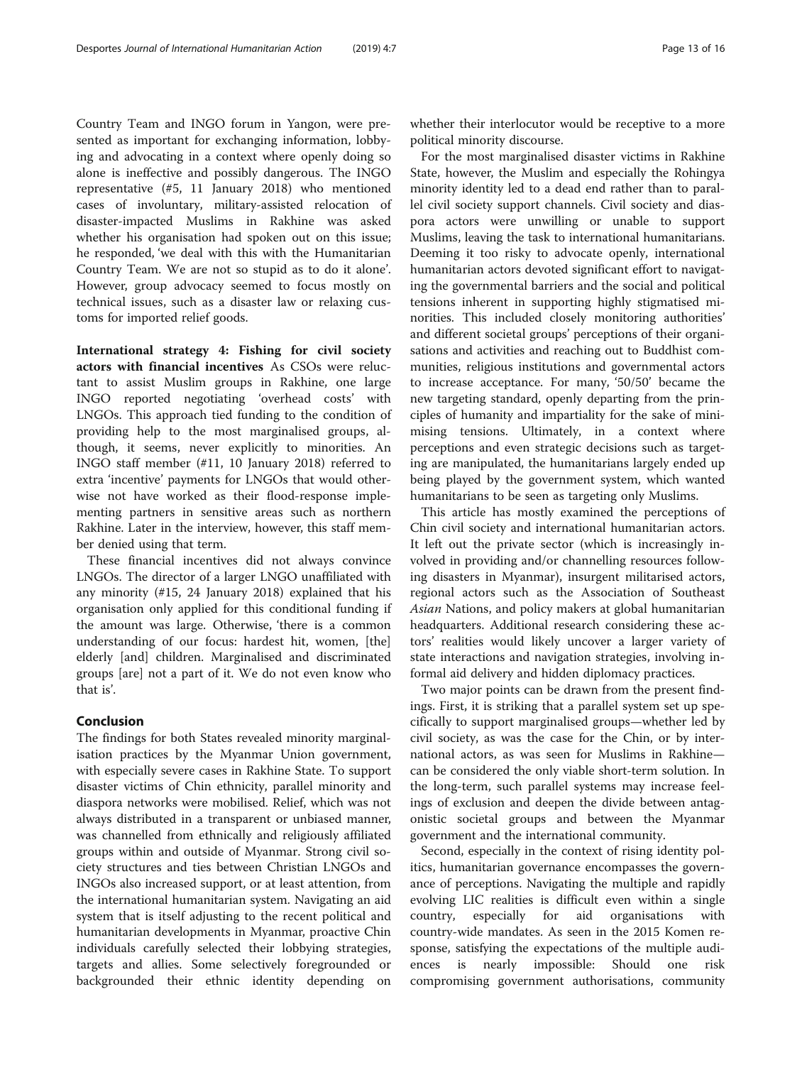Country Team and INGO forum in Yangon, were presented as important for exchanging information, lobbying and advocating in a context where openly doing so alone is ineffective and possibly dangerous. The INGO representative (#5, 11 January 2018) who mentioned cases of involuntary, military-assisted relocation of disaster-impacted Muslims in Rakhine was asked whether his organisation had spoken out on this issue; he responded, 'we deal with this with the Humanitarian Country Team. We are not so stupid as to do it alone'. However, group advocacy seemed to focus mostly on technical issues, such as a disaster law or relaxing customs for imported relief goods.

**International strategy 4: Fishing for civil society actors with financial incentives** As CSOs were reluctant to assist Muslim groups in Rakhine, one large INGO reported negotiating 'overhead costs' with LNGOs. This approach tied funding to the condition of providing help to the most marginalised groups, although, it seems, never explicitly to minorities. An INGO staff member (#11, 10 January 2018) referred to extra 'incentive' payments for LNGOs that would otherwise not have worked as their flood-response implementing partners in sensitive areas such as northern Rakhine. Later in the interview, however, this staff member denied using that term.

These financial incentives did not always convince LNGOs. The director of a larger LNGO unaffiliated with any minority (#15, 24 January 2018) explained that his organisation only applied for this conditional funding if the amount was large. Otherwise, 'there is a common understanding of our focus: hardest hit, women, [the] elderly [and] children. Marginalised and discriminated groups [are] not a part of it. We do not even know who that is'.

## Conclusion

The findings for both States revealed minority marginalisation practices by the Myanmar Union government, with especially severe cases in Rakhine State. To support disaster victims of Chin ethnicity, parallel minority and diaspora networks were mobilised. Relief, which was not always distributed in a transparent or unbiased manner, was channelled from ethnically and religiously affiliated groups within and outside of Myanmar. Strong civil society structures and ties between Christian LNGOs and INGOs also increased support, or at least attention, from the international humanitarian system. Navigating an aid system that is itself adjusting to the recent political and humanitarian developments in Myanmar, proactive Chin individuals carefully selected their lobbying strategies, targets and allies. Some selectively foregrounded or backgrounded their ethnic identity depending on whether their interlocutor would be receptive to a more political minority discourse.

For the most marginalised disaster victims in Rakhine State, however, the Muslim and especially the Rohingya minority identity led to a dead end rather than to parallel civil society support channels. Civil society and diaspora actors were unwilling or unable to support Muslims, leaving the task to international humanitarians. Deeming it too risky to advocate openly, international humanitarian actors devoted significant effort to navigating the governmental barriers and the social and political tensions inherent in supporting highly stigmatised minorities. This included closely monitoring authorities' and different societal groups' perceptions of their organisations and activities and reaching out to Buddhist communities, religious institutions and governmental actors to increase acceptance. For many, '50/50' became the new targeting standard, openly departing from the principles of humanity and impartiality for the sake of minimising tensions. Ultimately, in a context where perceptions and even strategic decisions such as targeting are manipulated, the humanitarians largely ended up being played by the government system, which wanted humanitarians to be seen as targeting only Muslims.

This article has mostly examined the perceptions of Chin civil society and international humanitarian actors. It left out the private sector (which is increasingly involved in providing and/or channelling resources following disasters in Myanmar), insurgent militarised actors, regional actors such as the Association of Southeast *Asian* Nations, and policy makers at global humanitarian headquarters. Additional research considering these actors' realities would likely uncover a larger variety of state interactions and navigation strategies, involving informal aid delivery and hidden diplomacy practices.

Two major points can be drawn from the present findings. First, it is striking that a parallel system set up specifically to support marginalised groups—whether led by civil society, as was the case for the Chin, or by international actors, as was seen for Muslims in Rakhine—can be considered the only viable short-term solution. In the long-term, such parallel systems may increase feelings of exclusion and deepen the divide between antagonistic societal groups and between the Myanmar government and the international community.

Second, especially in the context of rising identity politics, humanitarian governance encompasses the governance of perceptions. Navigating the multiple and rapidly evolving LIC realities is difficult even within a single country, especially for aid organisations with country-wide mandates. As seen in the 2015 Komen response, satisfying the expectations of the multiple audiences is nearly impossible: Should one risk compromising government authorisations, community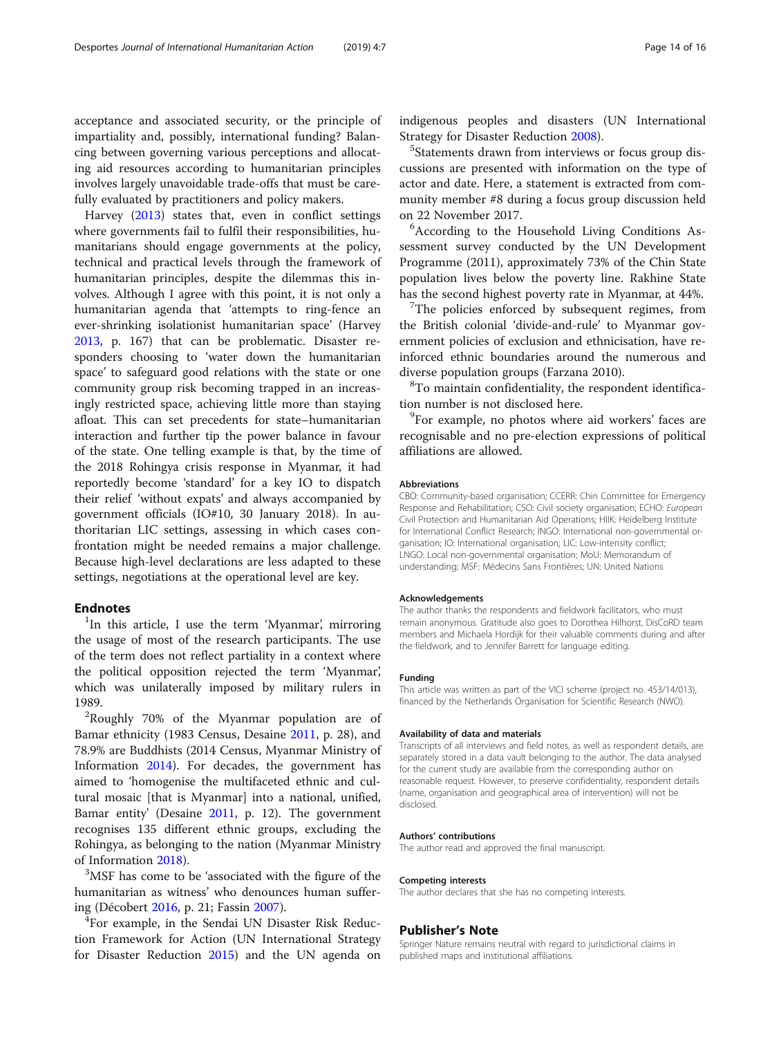acceptance and associated security, or the principle of impartiality and, possibly, international funding? Balancing between governing various perceptions and allocating aid resources according to humanitarian principles involves largely unavoidable trade-offs that must be carefully evaluated by practitioners and policy makers.

Harvey (2013) states that, even in conflict settings where governments fail to fulfil their responsibilities, humanitarians should engage governments at the policy, technical and practical levels through the framework of humanitarian principles, despite the dilemmas this involves. Although I agree with this point, it is not only a humanitarian agenda that 'attempts to ring-fence an ever-shrinking isolationist humanitarian space' (Harvey 2013, p. 167) that can be problematic. Disaster responders choosing to 'water down the humanitarian space' to safeguard good relations with the state or one community group risk becoming trapped in an increasingly restricted space, achieving little more than staying afloat. This can set precedents for state–humanitarian interaction and further tip the power balance in favour of the state. One telling example is that, by the time of the 2018 Rohingya crisis response in Myanmar, it had reportedly become 'standard' for a key IO to dispatch their relief 'without expats' and always accompanied by government officials (IO#10, 30 January 2018). In authoritarian LIC settings, assessing in which cases confrontation might be needed remains a major challenge. Because high-level declarations are less adapted to these settings, negotiations at the operational level are key.

## Endnotes

[1]In this article, I use the term 'Myanmar', mirroring the usage of most of the research participants. The use of the term does not reflect partiality in a context where the political opposition rejected the term 'Myanmar', which was unilaterally imposed by military rulers in 1989.

[2]Roughly 70% of the Myanmar population are of Bamar ethnicity (1983 Census, Desaine 2011, p. 28), and 78.9% are Buddhists (2014 Census, Myanmar Ministry of Information 2014). For decades, the government has aimed to 'homogenise the multifaceted ethnic and cultural mosaic [that is Myanmar] into a national, unified, Bamar entity' (Desaine 2011, p. 12). The government recognises 135 different ethnic groups, excluding the Rohingya, as belonging to the nation (Myanmar Ministry of Information 2018).

[3]MSF has come to be 'associated with the figure of the humanitarian as witness' who denounces human suffering (Décobert 2016, p. 21; Fassin 2007).

[4]For example, in the Sendai UN Disaster Risk Reduction Framework for Action (UN International Strategy for Disaster Reduction 2015) and the UN agenda on indigenous peoples and disasters (UN International Strategy for Disaster Reduction 2008).

[5]Statements drawn from interviews or focus group discussions are presented with information on the type of actor and date. Here, a statement is extracted from community member #8 during a focus group discussion held on 22 November 2017.

[6]According to the Household Living Conditions Assessment survey conducted by the UN Development Programme (2011), approximately 73% of the Chin State population lives below the poverty line. Rakhine State has the second highest poverty rate in Myanmar, at 44%.

[7]The policies enforced by subsequent regimes, from the British colonial 'divide-and-rule' to Myanmar government policies of exclusion and ethnicisation, have reinforced ethnic boundaries around the numerous and diverse population groups (Farzana 2010).

[8]To maintain confidentiality, the respondent identification number is not disclosed here.

[9]For example, no photos where aid workers' faces are recognisable and no pre-election expressions of political affiliations are allowed.

### Abbreviations

CBO: Community-based organisation; CCERR: Chin Committee for Emergency Response and Rehabilitation; CSO: Civil society organisation; ECHO: *European* Civil Protection and Humanitarian Aid Operations; HIIK: Heidelberg Institute for International Conflict Research; INGO: International non-governmental organisation; IO: International organisation; LIC: Low-intensity conflict; LNGO: Local non-governmental organisation; MoU: Memorandum of understanding; MSF: Médecins Sans Frontières; UN: United Nations

### Acknowledgements

The author thanks the respondents and fieldwork facilitators, who must remain anonymous. Gratitude also goes to Dorothea Hilhorst, DisCoRD team members and Michaela Hordijk for their valuable comments during and after the fieldwork, and to Jennifer Barrett for language editing.

### Funding

This article was written as part of the VICI scheme (project no. 453/14/013), financed by the Netherlands Organisation for Scientific Research (NWO).

### Availability of data and materials

Transcripts of all interviews and field notes, as well as respondent details, are separately stored in a data vault belonging to the author. The data analysed for the current study are available from the corresponding author on reasonable request. However, to preserve confidentiality, respondent details (name, organisation and geographical area of intervention) will not be disclosed.

### Authors' contributions

The author read and approved the final manuscript.

### Competing interests

The author declares that she has no competing interests.

## Publisher's Note

Springer Nature remains neutral with regard to jurisdictional claims in published maps and institutional affiliations.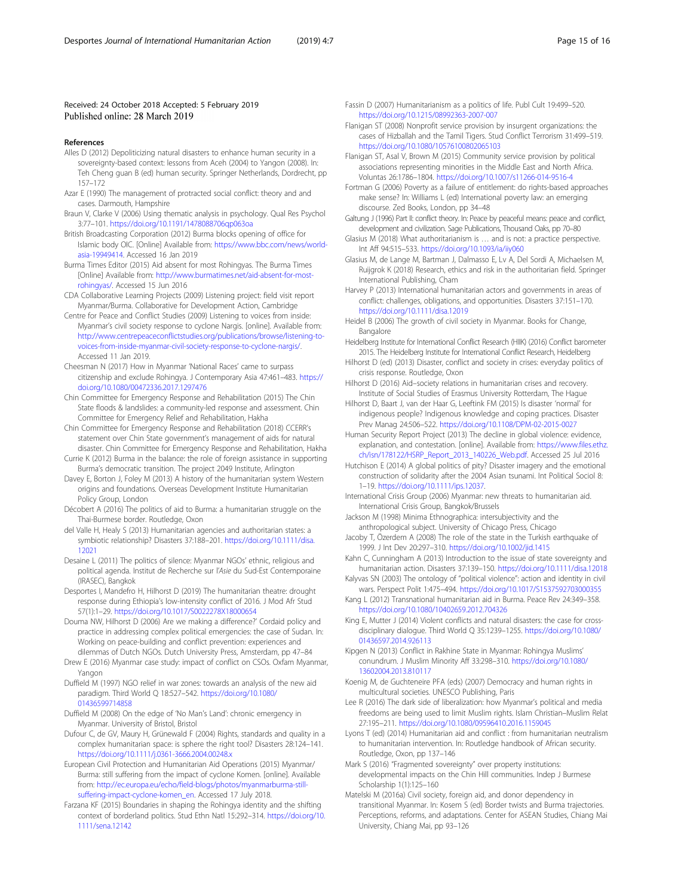Received: 24 October 2018 Accepted: 5 February 2019
Published online: 28 March 2019

## References

Alles D (2012) Depoliticizing natural disasters to enhance human security in a sovereignty-based context: lessons from Aceh (2004) to Yangon (2008). In: Teh Cheng guan B (ed) human security. Springer Netherlands, Dordrecht, pp 157–172

Azar E (1990) The management of protracted social conflict: theory and and cases. Darmouth, Hampshire

Braun V, Clarke V (2006) Using thematic analysis in psychology. Qual Res Psychol 3:77–101. https://doi.org/10.1191/1478088706qp063oa

British Broadcasting Corporation (2012) Burma blocks opening of office for Islamic body OIC. [Online] Available from: https://www.bbc.com/news/world-asia-19949414. Accessed 16 Jan 2019

Burma Times Editor (2015) Aid absent for most Rohingyas. The Burma Times [Online] Available from: http://www.burmatimes.net/aid-absent-for-most-rohingyas/. Accessed 15 Jun 2016

CDA Collaborative Learning Projects (2009) Listening project: field visit report Myanmar/Burma. Collaborative for Development Action, Cambridge

Centre for Peace and Conflict Studies (2009) Listening to voices from inside: Myanmar's civil society response to cyclone Nargis. [online]. Available from: http://www.centrepeaceconflictstudies.org/publications/browse/listening-to-voices-from-inside-myanmar-civil-society-response-to-cyclone-nargis/. Accessed 11 Jan 2019.

Cheesman N (2017) How in Myanmar 'National Races' came to surpass citizenship and exclude Rohingya. J Contemporary Asia 47:461–483. https://doi.org/10.1080/00472336.2017.1297476

Chin Committee for Emergency Response and Rehabilitation (2015) The Chin State floods & landslides: a community-led response and assessment. Chin Committee for Emergency Relief and Rehabilitation, Hakha

Chin Committee for Emergency Response and Rehabilitation (2018) CCERR's statement over Chin State government's management of aids for natural disaster. Chin Committee for Emergency Response and Rehabilitation, Hakha

Currie K (2012) Burma in the balance: the role of foreign assistance in supporting Burma's democratic transition. The project 2049 Institute, Arlington

Davey E, Borton J, Foley M (2013) A history of the humanitarian system Western origins and foundations. Overseas Development Institute Humanitarian Policy Group, London

Décobert A (2016) The politics of aid to Burma: a humanitarian struggle on the Thai-Burmese border. Routledge, Oxon

del Valle H, Healy S (2013) Humanitarian agencies and authoritarian states: a symbiotic relationship? Disasters 37:188–201. https://doi.org/10.1111/disa.12021

Desaine L (2011) The politics of silence: Myanmar NGOs' ethnic, religious and political agenda. Institut de Recherche sur l'Asie du Sud-Est Contemporaine (IRASEC), Bangkok

Desportes I, Mandefro H, Hilhorst D (2019) The humanitarian theatre: drought response during Ethiopia's low-intensity conflict of 2016. J Mod Afr Stud 57(1):1–29. https://doi.org/10.1017/S0022278X18000654

Douma NW, Hilhorst D (2006) Are we making a difference?' Cordaid policy and practice in addressing complex political emergencies: the case of Sudan. In: Working on peace-building and conflict prevention: experiences and dilemmas of Dutch NGOs. Dutch University Press, Amsterdam, pp 47–84

Drew E (2016) Myanmar case study: impact of conflict on CSOs. Oxfam Myanmar, Yangon

Duffield M (1997) NGO relief in war zones: towards an analysis of the new aid paradigm. Third World Q 18:527–542. https://doi.org/10.1080/01436599714858

Duffield M (2008) On the edge of 'No Man's Land': chronic emergency in Myanmar. University of Bristol, Bristol

Dufour C, de GV, Maury H, Grünewald F (2004) Rights, standards and quality in a complex humanitarian space: is sphere the right tool? Disasters 28:124–141. https://doi.org/10.1111/j.0361-3666.2004.00248.x

European Civil Protection and Humanitarian Aid Operations (2015) Myanmar/Burma: still suffering from the impact of cyclone Komen. [online]. Available from: http://ec.europa.eu/echo/field-blogs/photos/myanmarburma-still-suffering-impact-cyclone-komen_en. Accessed 17 July 2018.

Farzana KF (2015) Boundaries in shaping the Rohingya identity and the shifting context of borderland politics. Stud Ethn Natl 15:292–314. https://doi.org/10.1111/sena.12142

Fassin D (2007) Humanitarianism as a politics of life. Publ Cult 19:499–520. https://doi.org/10.1215/08992363-2007-007

Flanigan ST (2008) Nonprofit service provision by insurgent organizations: the cases of Hizballah and the Tamil Tigers. Stud Conflict Terrorism 31:499–519. https://doi.org/10.1080/10576100802065103

Flanigan ST, Asal V, Brown M (2015) Community service provision by political associations representing minorities in the Middle East and North Africa. Voluntas 26:1786–1804. https://doi.org/10.1007/s11266-014-9516-4

Fortman G (2006) Poverty as a failure of entitlement: do rights-based approaches make sense? In: Williams L (ed) International poverty law: an emerging discourse. Zed Books, London, pp 34–48

Galtung J (1996) Part II: conflict theory. In: Peace by peaceful means: peace and conflict, development and civilization. Sage Publications, Thousand Oaks, pp 70–80

Glasius M (2018) What authoritarianism is … and is not: a practice perspective. Int Aff 94:515–533. https://doi.org/10.1093/ia/iiy060

Glasius M, de Lange M, Bartman J, Dalmasso E, Lv A, Del Sordi A, Michaelsen M, Ruijgrok K (2018) Research, ethics and risk in the authoritarian field. Springer International Publishing, Cham

Harvey P (2013) International humanitarian actors and governments in areas of conflict: challenges, obligations, and opportunities. Disasters 37:151–170. https://doi.org/10.1111/disa.12019

Heidel B (2006) The growth of civil society in Myanmar. Books for Change, Bangalore

Heidelberg Institute for International Conflict Research (HIIK) (2016) Conflict barometer 2015. The Heidelberg Institute for International Conflict Research, Heidelberg

Hilhorst D (ed) (2013) Disaster, conflict and society in crises: everyday politics of crisis response. Routledge, Oxon

Hilhorst D (2016) Aid–society relations in humanitarian crises and recovery. Institute of Social Studies of Erasmus University Rotterdam, The Hague

Hilhorst D, Baart J, van der Haar G, Leeftink FM (2015) Is disaster 'normal' for indigenous people? Indigenous knowledge and coping practices. Disaster Prev Manag 24:506–522. https://doi.org/10.1108/DPM-02-2015-0027

Human Security Report Project (2013) The decline in global violence: evidence, explanation, and contestation. [online]. Available from: https://www.files.ethz.ch/isn/178122/HSRP_Report_2013_140226_Web.pdf. Accessed 25 Jul 2016

Hutchison E (2014) A global politics of pity? Disaster imagery and the emotional construction of solidarity after the 2004 Asian tsunami. Int Political Sociol 8:1–19. https://doi.org/10.1111/ips.12037.

International Crisis Group (2006) Myanmar: new threats to humanitarian aid. International Crisis Group, Bangkok/Brussels

Jackson M (1998) Minima Ethnographica: intersubjectivity and the anthropological subject. University of Chicago Press, Chicago

Jacoby T, Özerdem A (2008) The role of the state in the Turkish earthquake of 1999. J Int Dev 20:297–310. https://doi.org/10.1002/jid.1415

Kahn C, Cunningham A (2013) Introduction to the issue of state sovereignty and humanitarian action. Disasters 37:139–150. https://doi.org/10.1111/disa.12018

Kalyvas SN (2003) The ontology of "political violence": action and identity in civil wars. Perspect Polit 1:475–494. https://doi.org/10.1017/S1537592703000355

Kang L (2012) Transnational humanitarian aid in Burma. Peace Rev 24:349–358. https://doi.org/10.1080/10402659.2012.704326

King E, Mutter J (2014) Violent conflicts and natural disasters: the case for cross-disciplinary dialogue. Third World Q 35:1239–1255. https://doi.org/10.1080/01436597.2014.926113

Kipgen N (2013) Conflict in Rakhine State in Myanmar: Rohingya Muslims' conundrum. J Muslim Minority Aff 33:298–310. https://doi.org/10.1080/13602004.2013.810117

Koenig M, de Guchteneire PFA (eds) (2007) Democracy and human rights in multicultural societies. UNESCO Publishing, Paris

Lee R (2016) The dark side of liberalization: how Myanmar's political and media freedoms are being used to limit Muslim rights. Islam Christian–Muslim Relat 27:195–211. https://doi.org/10.1080/09596410.2016.1159045

Lyons T (ed) (2014) Humanitarian aid and conflict : from humanitarian neutralism to humanitarian intervention. In: Routledge handbook of African security. Routledge, Oxon, pp 137–146

Mark S (2016) "Fragmented sovereignty" over property institutions: developmental impacts on the Chin Hill communities. Indep J Burmese Scholarship 1(1):125–160

Matelski M (2016a) Civil society, foreign aid, and donor dependency in transitional Myanmar. In: Kosem S (ed) Border twists and Burma trajectories. Perceptions, reforms, and adaptations. Center for ASEAN Studies, Chiang Mai University, Chiang Mai, pp 93–126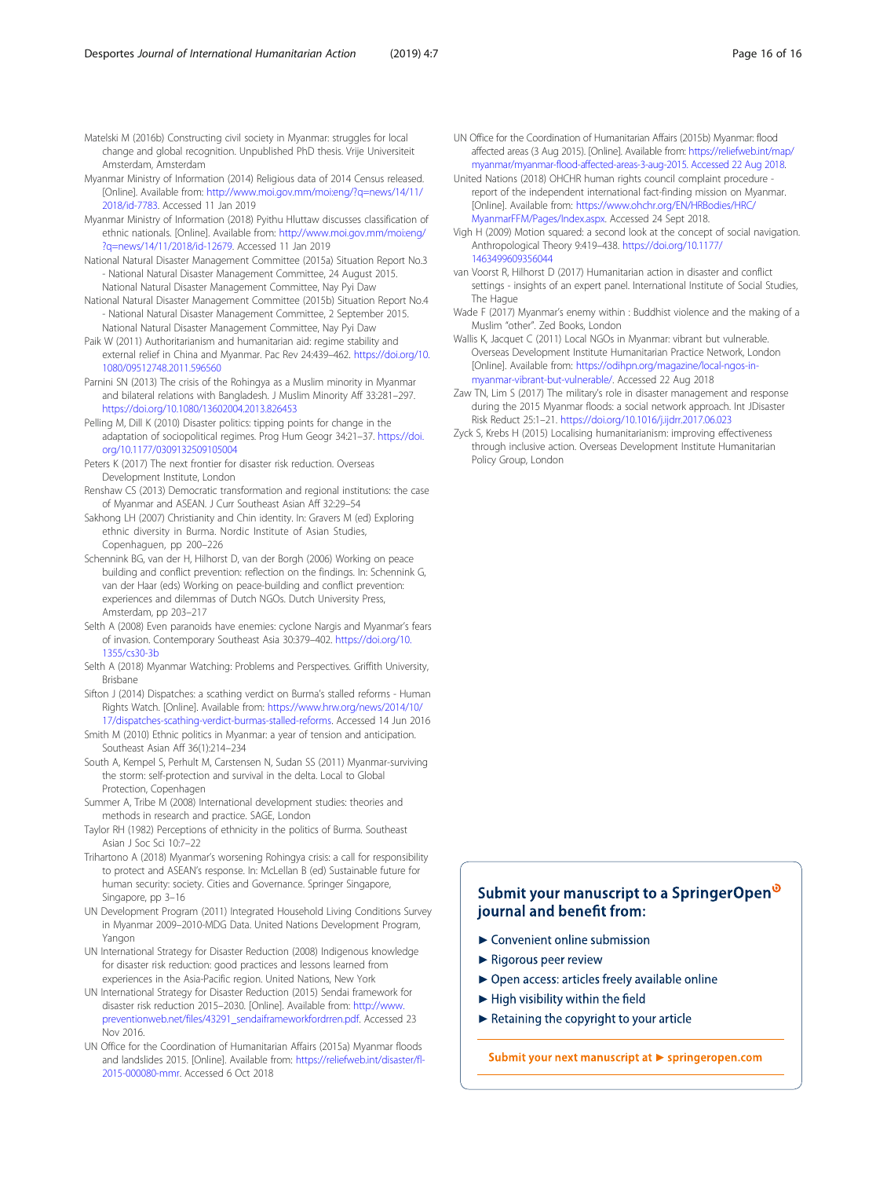Matelski M (2016b) Constructing civil society in Myanmar: struggles for local change and global recognition. Unpublished PhD thesis. Vrije Universiteit Amsterdam, Amsterdam

Myanmar Ministry of Information (2014) Religious data of 2014 Census released. [Online]. Available from: http://www.moi.gov.mm/moi:eng/?q=news/14/11/2018/id-7783. Accessed 11 Jan 2019

Myanmar Ministry of Information (2018) Pyithu Hluttaw discusses classification of ethnic nationals. [Online]. Available from: http://www.moi.gov.mm/moi:eng/?q=news/14/11/2018/id-12679. Accessed 11 Jan 2019

National Natural Disaster Management Committee (2015a) Situation Report No.3 - National Natural Disaster Management Committee, 24 August 2015. National Natural Disaster Management Committee, Nay Pyi Daw

National Natural Disaster Management Committee (2015b) Situation Report No.4 - National Natural Disaster Management Committee, 2 September 2015. National Natural Disaster Management Committee, Nay Pyi Daw

Paik W (2011) Authoritarianism and humanitarian aid: regime stability and external relief in China and Myanmar. Pac Rev 24:439–462. https://doi.org/10.1080/09512748.2011.596560

Parnini SN (2013) The crisis of the Rohingya as a Muslim minority in Myanmar and bilateral relations with Bangladesh. J Muslim Minority Aff 33:281–297. https://doi.org/10.1080/13602004.2013.826453

Pelling M, Dill K (2010) Disaster politics: tipping points for change in the adaptation of sociopolitical regimes. Prog Hum Geogr 34:21–37. https://doi.org/10.1177/0309132509105004

Peters K (2017) The next frontier for disaster risk reduction. Overseas Development Institute, London

Renshaw CS (2013) Democratic transformation and regional institutions: the case of Myanmar and ASEAN. J Curr Southeast Asian Aff 32:29–54

Sakhong LH (2007) Christianity and Chin identity. In: Gravers M (ed) Exploring ethnic diversity in Burma. Nordic Institute of Asian Studies, Copenhaguen, pp 200–226

Schennink BG, van der H, Hilhorst D, van der Borgh (2006) Working on peace building and conflict prevention: reflection on the findings. In: Schennink G, van der Haar (eds) Working on peace-building and conflict prevention: experiences and dilemmas of Dutch NGOs. Dutch University Press, Amsterdam, pp 203–217

Selth A (2008) Even paranoids have enemies: cyclone Nargis and Myanmar's fears of invasion. Contemporary Southeast Asia 30:379–402. https://doi.org/10.1355/cs30-3b

Selth A (2018) Myanmar Watching: Problems and Perspectives. Griffith University, Brisbane

Sifton J (2014) Dispatches: a scathing verdict on Burma's stalled reforms - Human Rights Watch. [Online]. Available from: https://www.hrw.org/news/2014/10/17/dispatches-scathing-verdict-burmas-stalled-reforms. Accessed 14 Jun 2016

Smith M (2010) Ethnic politics in Myanmar: a year of tension and anticipation. Southeast Asian Aff 36(1):214–234

South A, Kempel S, Perhult M, Carstensen N, Sudan SS (2011) Myanmar-surviving the storm: self-protection and survival in the delta. Local to Global Protection, Copenhagen

Summer A, Tribe M (2008) International development studies: theories and methods in research and practice. SAGE, London

Taylor RH (1982) Perceptions of ethnicity in the politics of Burma. Southeast Asian J Soc Sci 10:7–22

Trihartono A (2018) Myanmar's worsening Rohingya crisis: a call for responsibility to protect and ASEAN's response. In: McLellan B (ed) Sustainable future for human security: society. Cities and Governance. Springer Singapore, Singapore, pp 3–16

UN Development Program (2011) Integrated Household Living Conditions Survey in Myanmar 2009–2010-MDG Data. United Nations Development Program, Yangon

UN International Strategy for Disaster Reduction (2008) Indigenous knowledge for disaster risk reduction: good practices and lessons learned from experiences in the Asia-Pacific region. United Nations, New York

UN International Strategy for Disaster Reduction (2015) Sendai framework for disaster risk reduction 2015–2030. [Online]. Available from: http://www.preventionweb.net/files/43291_sendaiframeworkfordrren.pdf. Accessed 23 Nov 2016.

UN Office for the Coordination of Humanitarian Affairs (2015a) Myanmar floods and landslides 2015. [Online]. Available from: https://reliefweb.int/disaster/fl-2015-000080-mmr. Accessed 6 Oct 2018

UN Office for the Coordination of Humanitarian Affairs (2015b) Myanmar: flood affected areas (3 Aug 2015). [Online]. Available from: https://reliefweb.int/map/myanmar/myanmar-flood-affected-areas-3-aug-2015. Accessed 22 Aug 2018.

United Nations (2018) OHCHR human rights council complaint procedure - report of the independent international fact-finding mission on Myanmar. [Online]. Available from: https://www.ohchr.org/EN/HRBodies/HRC/MyanmarFFM/Pages/Index.aspx. Accessed 24 Sept 2018.

Vigh H (2009) Motion squared: a second look at the concept of social navigation. Anthropological Theory 9:419–438. https://doi.org/10.1177/1463499609356044

van Voorst R, Hilhorst D (2017) Humanitarian action in disaster and conflict settings - insights of an expert panel. International Institute of Social Studies, The Hague

Wade F (2017) Myanmar's enemy within : Buddhist violence and the making of a Muslim "other". Zed Books, London

Wallis K, Jacquet C (2011) Local NGOs in Myanmar: vibrant but vulnerable. Overseas Development Institute Humanitarian Practice Network, London [Online]. Available from: https://odihpn.org/magazine/local-ngos-in-myanmar-vibrant-but-vulnerable/. Accessed 22 Aug 2018

Zaw TN, Lim S (2017) The military's role in disaster management and response during the 2015 Myanmar floods: a social network approach. Int JDisaster Risk Reduct 25:1–21. https://doi.org/10.1016/j.ijdrr.2017.06.023

Zyck S, Krebs H (2015) Localising humanitarianism: improving effectiveness through inclusive action. Overseas Development Institute Humanitarian Policy Group, London

**Submit your manuscript to a SpringerOpen journal and benefit from:**

- ► Convenient online submission
- ► Rigorous peer review
- ► Open access: articles freely available online
- ► High visibility within the field
- ► Retaining the copyright to your article

**Submit your next manuscript at ► springeropen.com**